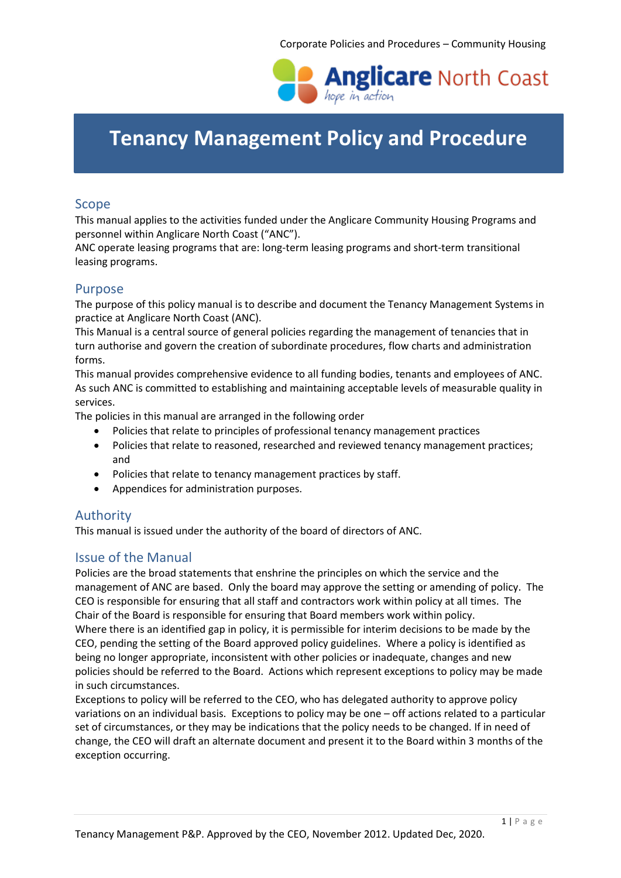# Tenancy Management Policy and Procedure

## Scope

This manual applies to the activities funded under the Anglicare Community Housing Programs and personnel within Anglicare North Coast ("ANC").

ANC operate leasing programs that are: long-term leasing programs and short-term transitional leasing programs.

## Purpose

The purpose of this policy manual is to describe and document the Tenancy Management Systems in practice at Anglicare North Coast (ANC).

This Manual is a central source of general policies regarding the management of tenancies that in turn authorise and govern the creation of subordinate procedures, flow charts and administration forms.

This manual provides comprehensive evidence to all funding bodies, tenants and employees of ANC. As such ANC is committed to establishing and maintaining acceptable levels of measurable quality in services.

The policies in this manual are arranged in the following order

- Policies that relate to principles of professional tenancy management practices
- Policies that relate to reasoned, researched and reviewed tenancy management practices; and
- Policies that relate to tenancy management practices by staff.
- Appendices for administration purposes.

## Authority

This manual is issued under the authority of the board of directors of ANC.

## Issue of the Manual

Policies are the broad statements that enshrine the principles on which the service and the management of ANC are based. Only the board may approve the setting or amending of policy. The CEO is responsible for ensuring that all staff and contractors work within policy at all times. The Chair of the Board is responsible for ensuring that Board members work within policy.

Where there is an identified gap in policy, it is permissible for interim decisions to be made by the CEO, pending the setting of the Board approved policy guidelines. Where a policy is identified as being no longer appropriate, inconsistent with other policies or inadequate, changes and new policies should be referred to the Board. Actions which represent exceptions to policy may be made in such circumstances.

Exceptions to policy will be referred to the CEO, who has delegated authority to approve policy variations on an individual basis. Exceptions to policy may be one – off actions related to a particular set of circumstances, or they may be indications that the policy needs to be changed. If in need of change, the CEO will draft an alternate document and present it to the Board within 3 months of the exception occurring.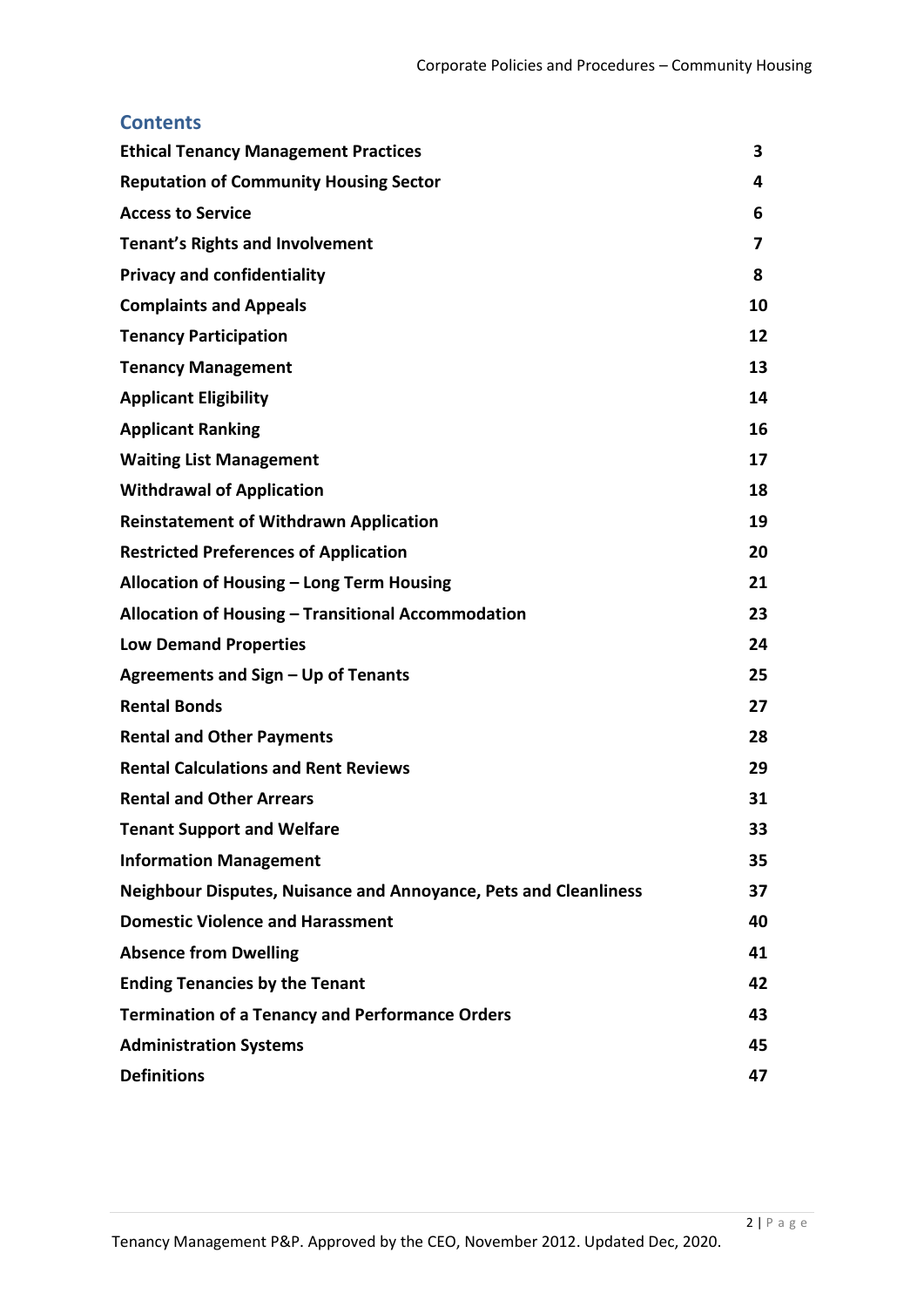## Contents

| | |
|---|---|
| **Ethical Tenancy Management Practices** | **3** |
| **Reputation of Community Housing Sector** | **4** |
| **Access to Service** | **6** |
| **Tenant's Rights and Involvement** | **7** |
| **Privacy and confidentiality** | **8** |
| **Complaints and Appeals** | **10** |
| **Tenancy Participation** | **12** |
| **Tenancy Management** | **13** |
| **Applicant Eligibility** | **14** |
| **Applicant Ranking** | **16** |
| **Waiting List Management** | **17** |
| **Withdrawal of Application** | **18** |
| **Reinstatement of Withdrawn Application** | **19** |
| **Restricted Preferences of Application** | **20** |
| **Allocation of Housing – Long Term Housing** | **21** |
| **Allocation of Housing – Transitional Accommodation** | **23** |
| **Low Demand Properties** | **24** |
| **Agreements and Sign – Up of Tenants** | **25** |
| **Rental Bonds** | **27** |
| **Rental and Other Payments** | **28** |
| **Rental Calculations and Rent Reviews** | **29** |
| **Rental and Other Arrears** | **31** |
| **Tenant Support and Welfare** | **33** |
| **Information Management** | **35** |
| **Neighbour Disputes, Nuisance and Annoyance, Pets and Cleanliness** | **37** |
| **Domestic Violence and Harassment** | **40** |
| **Absence from Dwelling** | **41** |
| **Ending Tenancies by the Tenant** | **42** |
| **Termination of a Tenancy and Performance Orders** | **43** |
| **Administration Systems** | **45** |
| **Definitions** | **47** |

Tenancy Management P&P. Approved by the CEO, November 2012. Updated Dec, 2020.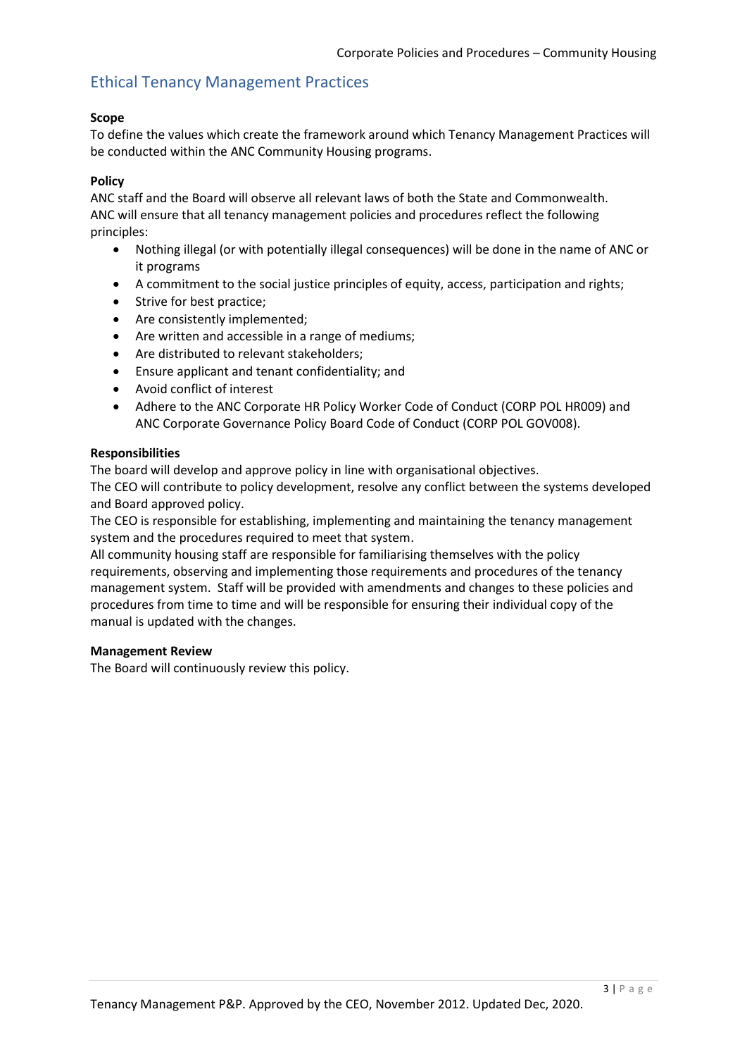## Ethical Tenancy Management Practices

**Scope**

To define the values which create the framework around which Tenancy Management Practices will be conducted within the ANC Community Housing programs.

**Policy**

ANC staff and the Board will observe all relevant laws of both the State and Commonwealth.
ANC will ensure that all tenancy management policies and procedures reflect the following principles:

- Nothing illegal (or with potentially illegal consequences) will be done in the name of ANC or it programs
- A commitment to the social justice principles of equity, access, participation and rights;
- Strive for best practice;
- Are consistently implemented;
- Are written and accessible in a range of mediums;
- Are distributed to relevant stakeholders;
- Ensure applicant and tenant confidentiality; and
- Avoid conflict of interest
- Adhere to the ANC Corporate HR Policy Worker Code of Conduct (CORP POL HR009) and ANC Corporate Governance Policy Board Code of Conduct (CORP POL GOV008).

**Responsibilities**

The board will develop and approve policy in line with organisational objectives.
The CEO will contribute to policy development, resolve any conflict between the systems developed and Board approved policy.
The CEO is responsible for establishing, implementing and maintaining the tenancy management system and the procedures required to meet that system.
All community housing staff are responsible for familiarising themselves with the policy requirements, observing and implementing those requirements and procedures of the tenancy management system. Staff will be provided with amendments and changes to these policies and procedures from time to time and will be responsible for ensuring their individual copy of the manual is updated with the changes.

**Management Review**

The Board will continuously review this policy.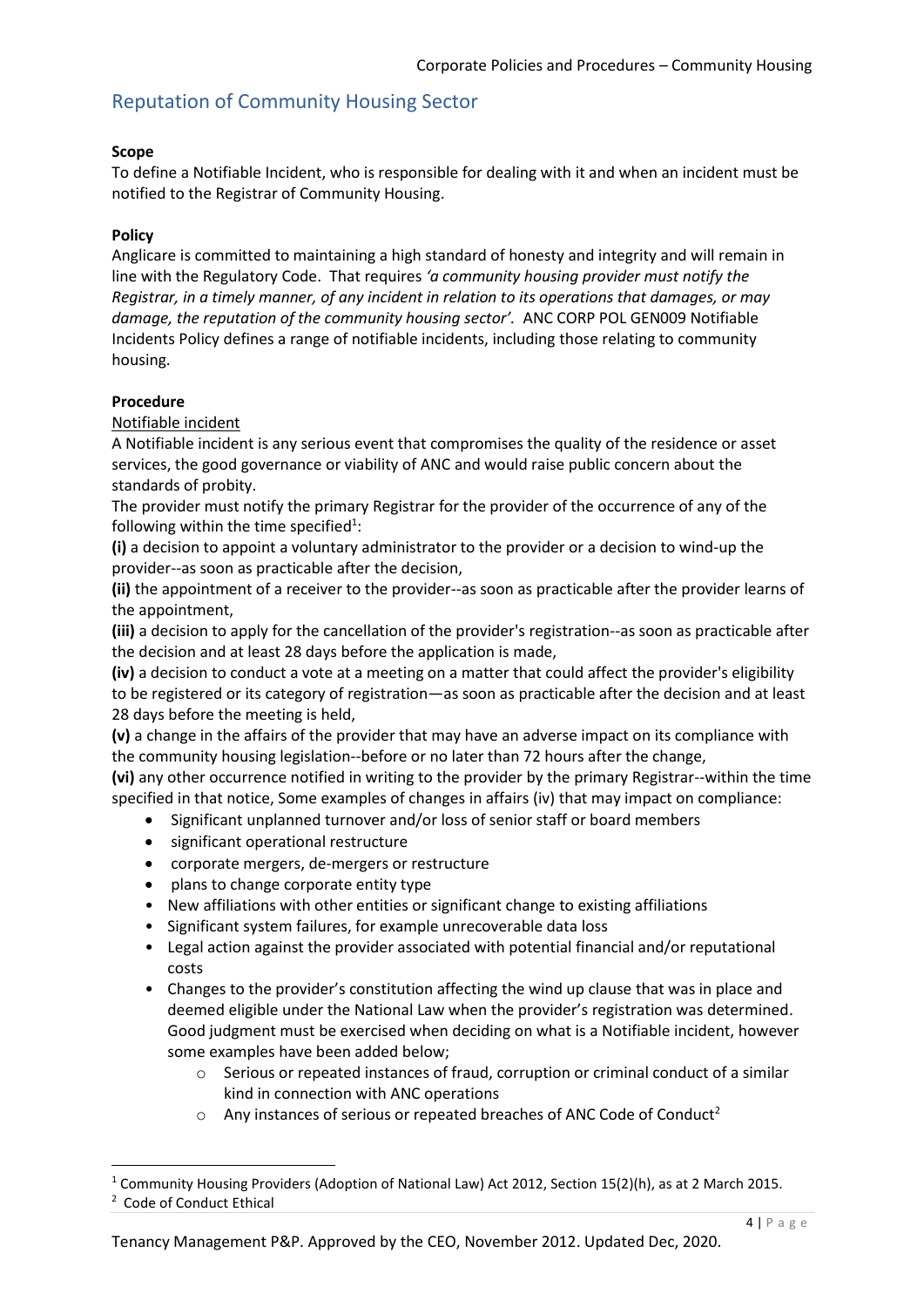## Reputation of Community Housing Sector

**Scope**

To define a Notifiable Incident, who is responsible for dealing with it and when an incident must be notified to the Registrar of Community Housing.

**Policy**

Anglicare is committed to maintaining a high standard of honesty and integrity and will remain in line with the Regulatory Code. That requires *'a community housing provider must notify the Registrar, in a timely manner, of any incident in relation to its operations that damages, or may damage, the reputation of the community housing sector'*. ANC CORP POL GEN009 Notifiable Incidents Policy defines a range of notifiable incidents, including those relating to community housing.

**Procedure**

<u>Notifiable incident</u>

A Notifiable incident is any serious event that compromises the quality of the residence or asset services, the good governance or viability of ANC and would raise public concern about the standards of probity.

The provider must notify the primary Registrar for the provider of the occurrence of any of the following within the time specified[1]:

**(i)** a decision to appoint a voluntary administrator to the provider or a decision to wind-up the provider--as soon as practicable after the decision,

**(ii)** the appointment of a receiver to the provider--as soon as practicable after the provider learns of the appointment,

**(iii)** a decision to apply for the cancellation of the provider's registration--as soon as practicable after the decision and at least 28 days before the application is made,

**(iv)** a decision to conduct a vote at a meeting on a matter that could affect the provider's eligibility to be registered or its category of registration—as soon as practicable after the decision and at least 28 days before the meeting is held,

**(v)** a change in the affairs of the provider that may have an adverse impact on its compliance with the community housing legislation--before or no later than 72 hours after the change,

**(vi)** any other occurrence notified in writing to the provider by the primary Registrar--within the time specified in that notice, Some examples of changes in affairs (iv) that may impact on compliance:

- Significant unplanned turnover and/or loss of senior staff or board members
- significant operational restructure
- corporate mergers, de-mergers or restructure
- plans to change corporate entity type
- New affiliations with other entities or significant change to existing affiliations
- Significant system failures, for example unrecoverable data loss
- Legal action against the provider associated with potential financial and/or reputational costs
- Changes to the provider's constitution affecting the wind up clause that was in place and deemed eligible under the National Law when the provider's registration was determined. Good judgment must be exercised when deciding on what is a Notifiable incident, however some examples have been added below;
    - Serious or repeated instances of fraud, corruption or criminal conduct of a similar kind in connection with ANC operations
    - Any instances of serious or repeated breaches of ANC Code of Conduct[2]

---

[1] Community Housing Providers (Adoption of National Law) Act 2012, Section 15(2)(h), as at 2 March 2015.

[2] Code of Conduct Ethical

Tenancy Management P&P. Approved by the CEO, November 2012. Updated Dec, 2020.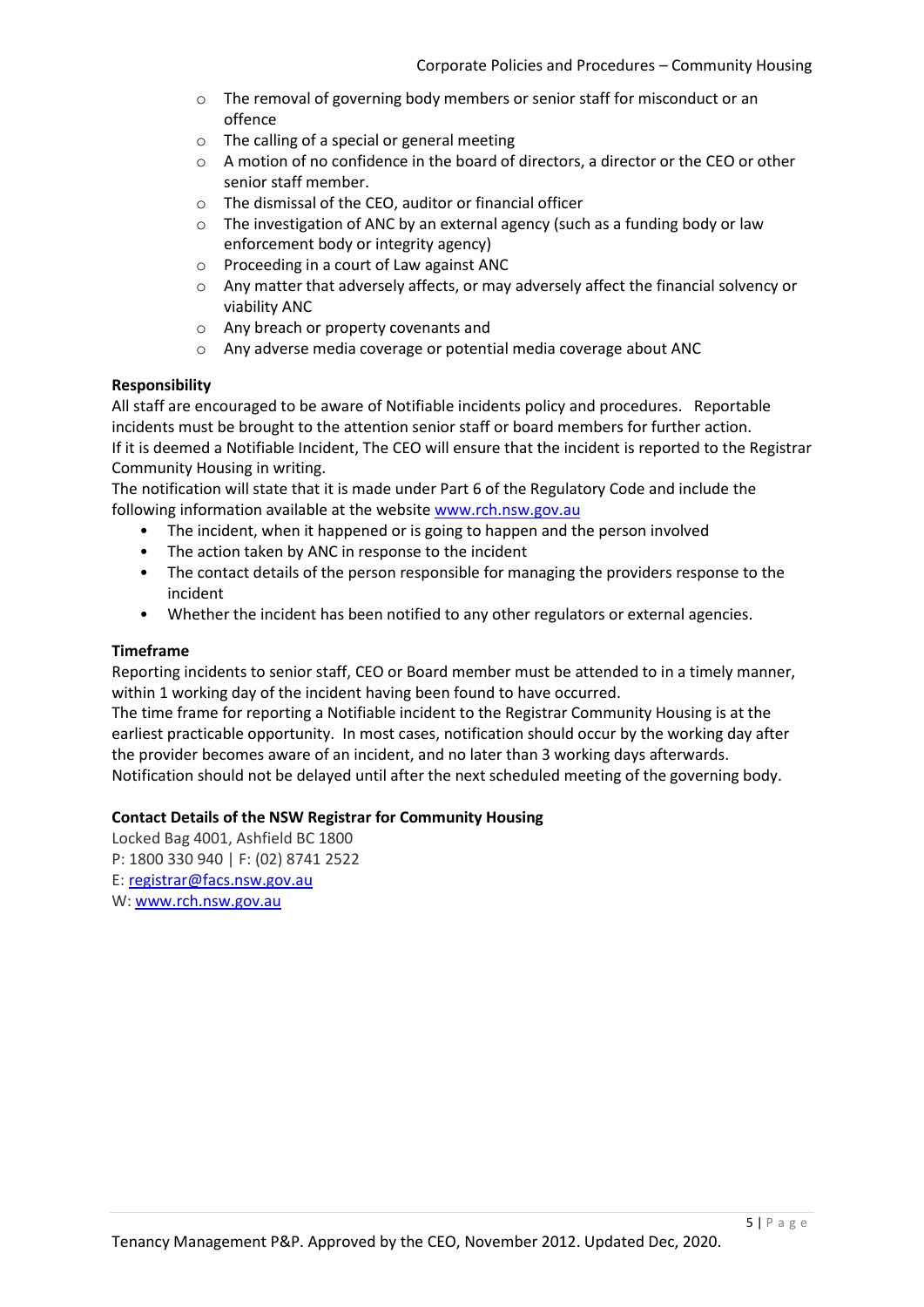- The removal of governing body members or senior staff for misconduct or an offence
- The calling of a special or general meeting
- A motion of no confidence in the board of directors, a director or the CEO or other senior staff member.
- The dismissal of the CEO, auditor or financial officer
- The investigation of ANC by an external agency (such as a funding body or law enforcement body or integrity agency)
- Proceeding in a court of Law against ANC
- Any matter that adversely affects, or may adversely affect the financial solvency or viability ANC
- Any breach or property covenants and
- Any adverse media coverage or potential media coverage about ANC

**Responsibility**

All staff are encouraged to be aware of Notifiable incidents policy and procedures. Reportable incidents must be brought to the attention senior staff or board members for further action. If it is deemed a Notifiable Incident, The CEO will ensure that the incident is reported to the Registrar Community Housing in writing.

The notification will state that it is made under Part 6 of the Regulatory Code and include the following information available at the website www.rch.nsw.gov.au

- The incident, when it happened or is going to happen and the person involved
- The action taken by ANC in response to the incident
- The contact details of the person responsible for managing the providers response to the incident
- Whether the incident has been notified to any other regulators or external agencies.

**Timeframe**

Reporting incidents to senior staff, CEO or Board member must be attended to in a timely manner, within 1 working day of the incident having been found to have occurred.

The time frame for reporting a Notifiable incident to the Registrar Community Housing is at the earliest practicable opportunity. In most cases, notification should occur by the working day after the provider becomes aware of an incident, and no later than 3 working days afterwards. Notification should not be delayed until after the next scheduled meeting of the governing body.

**Contact Details of the NSW Registrar for Community Housing**

Locked Bag 4001, Ashfield BC 1800
P: 1800 330 940 | F: (02) 8741 2522
E: registrar@facs.nsw.gov.au
W: www.rch.nsw.gov.au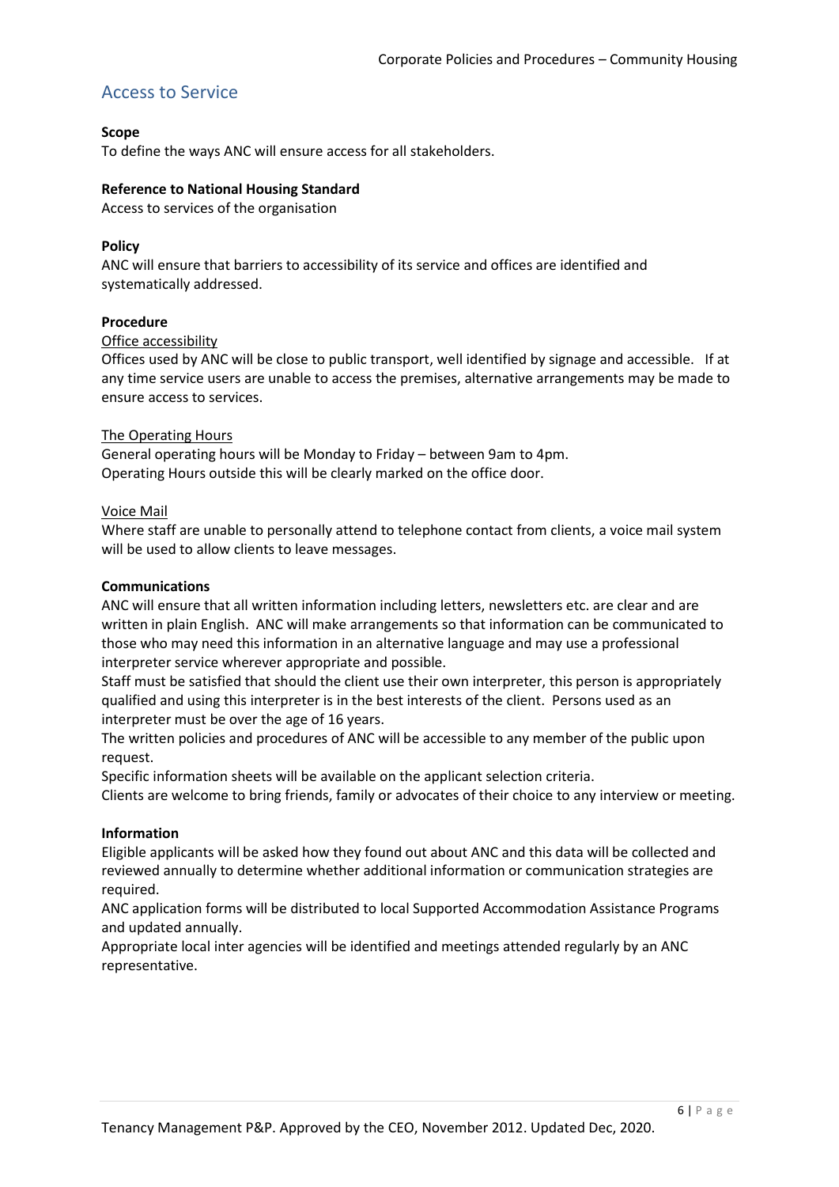## Access to Service

**Scope**
To define the ways ANC will ensure access for all stakeholders.

**Reference to National Housing Standard**
Access to services of the organisation

**Policy**
ANC will ensure that barriers to accessibility of its service and offices are identified and systematically addressed.

**Procedure**

<u>Office accessibility</u>
Offices used by ANC will be close to public transport, well identified by signage and accessible. If at any time service users are unable to access the premises, alternative arrangements may be made to ensure access to services.

<u>The Operating Hours</u>
General operating hours will be Monday to Friday – between 9am to 4pm.
Operating Hours outside this will be clearly marked on the office door.

<u>Voice Mail</u>
Where staff are unable to personally attend to telephone contact from clients, a voice mail system will be used to allow clients to leave messages.

**Communications**
ANC will ensure that all written information including letters, newsletters etc. are clear and are written in plain English. ANC will make arrangements so that information can be communicated to those who may need this information in an alternative language and may use a professional interpreter service wherever appropriate and possible.
Staff must be satisfied that should the client use their own interpreter, this person is appropriately qualified and using this interpreter is in the best interests of the client. Persons used as an interpreter must be over the age of 16 years.
The written policies and procedures of ANC will be accessible to any member of the public upon request.
Specific information sheets will be available on the applicant selection criteria.
Clients are welcome to bring friends, family or advocates of their choice to any interview or meeting.

**Information**
Eligible applicants will be asked how they found out about ANC and this data will be collected and reviewed annually to determine whether additional information or communication strategies are required.
ANC application forms will be distributed to local Supported Accommodation Assistance Programs and updated annually.
Appropriate local inter agencies will be identified and meetings attended regularly by an ANC representative.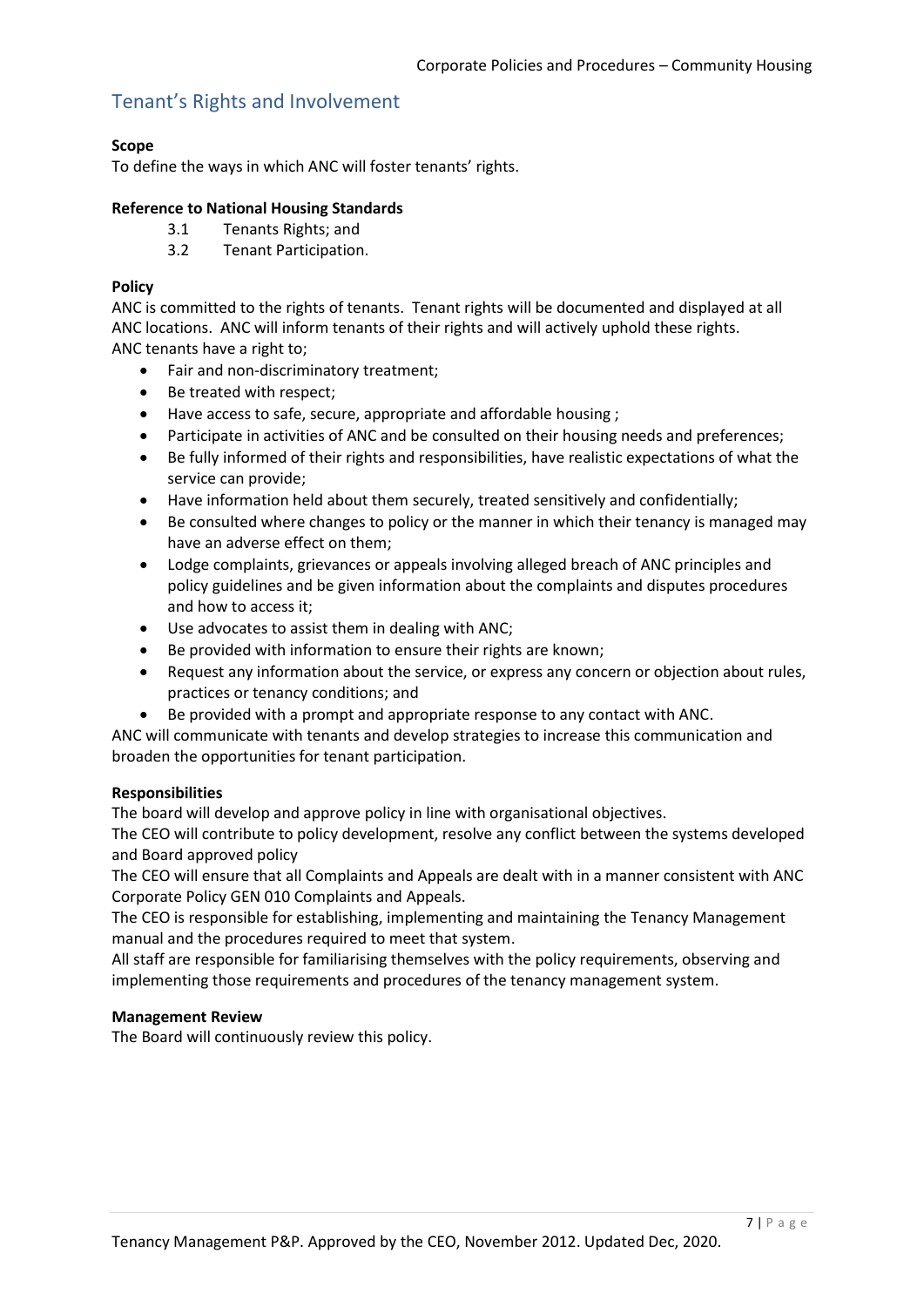## Tenant's Rights and Involvement

**Scope**
To define the ways in which ANC will foster tenants' rights.

**Reference to National Housing Standards**

- 3.1 Tenants Rights; and
- 3.2 Tenant Participation.

**Policy**
ANC is committed to the rights of tenants. Tenant rights will be documented and displayed at all ANC locations. ANC will inform tenants of their rights and will actively uphold these rights.
ANC tenants have a right to;

- Fair and non-discriminatory treatment;
- Be treated with respect;
- Have access to safe, secure, appropriate and affordable housing ;
- Participate in activities of ANC and be consulted on their housing needs and preferences;
- Be fully informed of their rights and responsibilities, have realistic expectations of what the service can provide;
- Have information held about them securely, treated sensitively and confidentially;
- Be consulted where changes to policy or the manner in which their tenancy is managed may have an adverse effect on them;
- Lodge complaints, grievances or appeals involving alleged breach of ANC principles and policy guidelines and be given information about the complaints and disputes procedures and how to access it;
- Use advocates to assist them in dealing with ANC;
- Be provided with information to ensure their rights are known;
- Request any information about the service, or express any concern or objection about rules, practices or tenancy conditions; and
- Be provided with a prompt and appropriate response to any contact with ANC.

ANC will communicate with tenants and develop strategies to increase this communication and broaden the opportunities for tenant participation.

**Responsibilities**
The board will develop and approve policy in line with organisational objectives.
The CEO will contribute to policy development, resolve any conflict between the systems developed and Board approved policy
The CEO will ensure that all Complaints and Appeals are dealt with in a manner consistent with ANC Corporate Policy GEN 010 Complaints and Appeals.
The CEO is responsible for establishing, implementing and maintaining the Tenancy Management manual and the procedures required to meet that system.
All staff are responsible for familiarising themselves with the policy requirements, observing and implementing those requirements and procedures of the tenancy management system.

**Management Review**
The Board will continuously review this policy.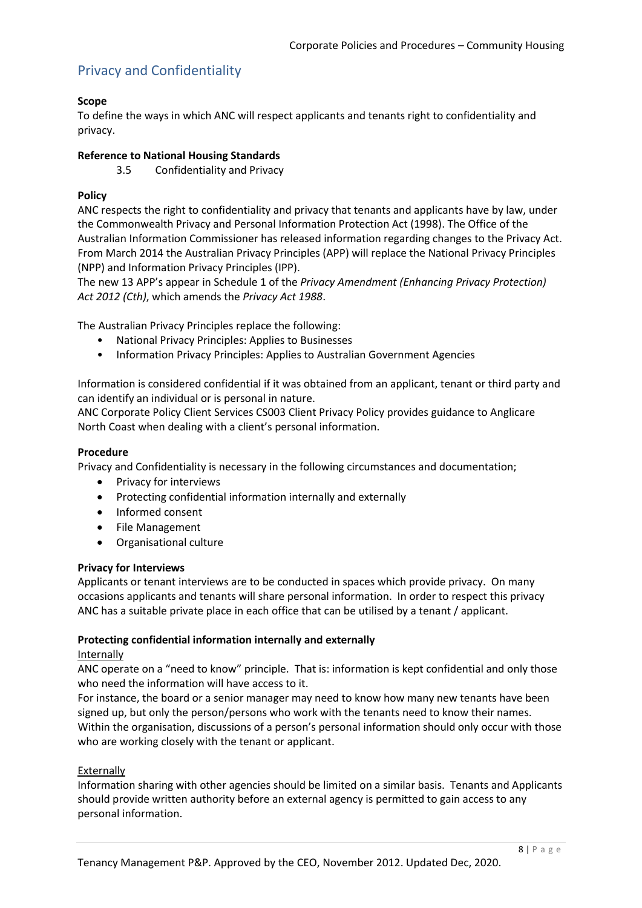## Privacy and Confidentiality

**Scope**

To define the ways in which ANC will respect applicants and tenants right to confidentiality and privacy.

**Reference to National Housing Standards**

3.5 Confidentiality and Privacy

**Policy**

ANC respects the right to confidentiality and privacy that tenants and applicants have by law, under the Commonwealth Privacy and Personal Information Protection Act (1998). The Office of the Australian Information Commissioner has released information regarding changes to the Privacy Act. From March 2014 the Australian Privacy Principles (APP) will replace the National Privacy Principles (NPP) and Information Privacy Principles (IPP).

The new 13 APP's appear in Schedule 1 of the *Privacy Amendment (Enhancing Privacy Protection) Act 2012 (Cth)*, which amends the *Privacy Act 1988*.

The Australian Privacy Principles replace the following:

- National Privacy Principles: Applies to Businesses
- Information Privacy Principles: Applies to Australian Government Agencies

Information is considered confidential if it was obtained from an applicant, tenant or third party and can identify an individual or is personal in nature.

ANC Corporate Policy Client Services CS003 Client Privacy Policy provides guidance to Anglicare North Coast when dealing with a client's personal information.

**Procedure**

Privacy and Confidentiality is necessary in the following circumstances and documentation;

- Privacy for interviews
- Protecting confidential information internally and externally
- Informed consent
- File Management
- Organisational culture

**Privacy for Interviews**

Applicants or tenant interviews are to be conducted in spaces which provide privacy. On many occasions applicants and tenants will share personal information. In order to respect this privacy ANC has a suitable private place in each office that can be utilised by a tenant / applicant.

**Protecting confidential information internally and externally**

Internally

ANC operate on a "need to know" principle. That is: information is kept confidential and only those who need the information will have access to it.

For instance, the board or a senior manager may need to know how many new tenants have been signed up, but only the person/persons who work with the tenants need to know their names.

Within the organisation, discussions of a person's personal information should only occur with those who are working closely with the tenant or applicant.

Externally

Information sharing with other agencies should be limited on a similar basis. Tenants and Applicants should provide written authority before an external agency is permitted to gain access to any personal information.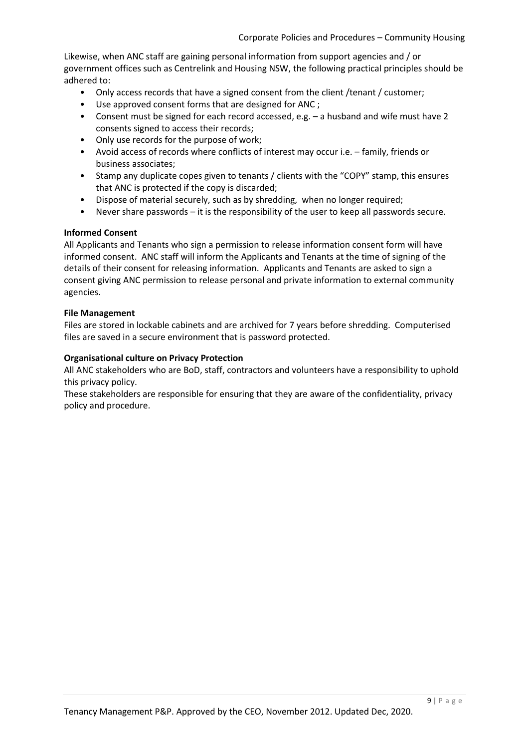Likewise, when ANC staff are gaining personal information from support agencies and / or government offices such as Centrelink and Housing NSW, the following practical principles should be adhered to:

- Only access records that have a signed consent from the client /tenant / customer;
- Use approved consent forms that are designed for ANC ;
- Consent must be signed for each record accessed, e.g. – a husband and wife must have 2 consents signed to access their records;
- Only use records for the purpose of work;
- Avoid access of records where conflicts of interest may occur i.e. – family, friends or business associates;
- Stamp any duplicate copes given to tenants / clients with the "COPY" stamp, this ensures that ANC is protected if the copy is discarded;
- Dispose of material securely, such as by shredding, when no longer required;
- Never share passwords – it is the responsibility of the user to keep all passwords secure.

**Informed Consent**

All Applicants and Tenants who sign a permission to release information consent form will have informed consent. ANC staff will inform the Applicants and Tenants at the time of signing of the details of their consent for releasing information. Applicants and Tenants are asked to sign a consent giving ANC permission to release personal and private information to external community agencies.

**File Management**

Files are stored in lockable cabinets and are archived for 7 years before shredding. Computerised files are saved in a secure environment that is password protected.

**Organisational culture on Privacy Protection**

All ANC stakeholders who are BoD, staff, contractors and volunteers have a responsibility to uphold this privacy policy.

These stakeholders are responsible for ensuring that they are aware of the confidentiality, privacy policy and procedure.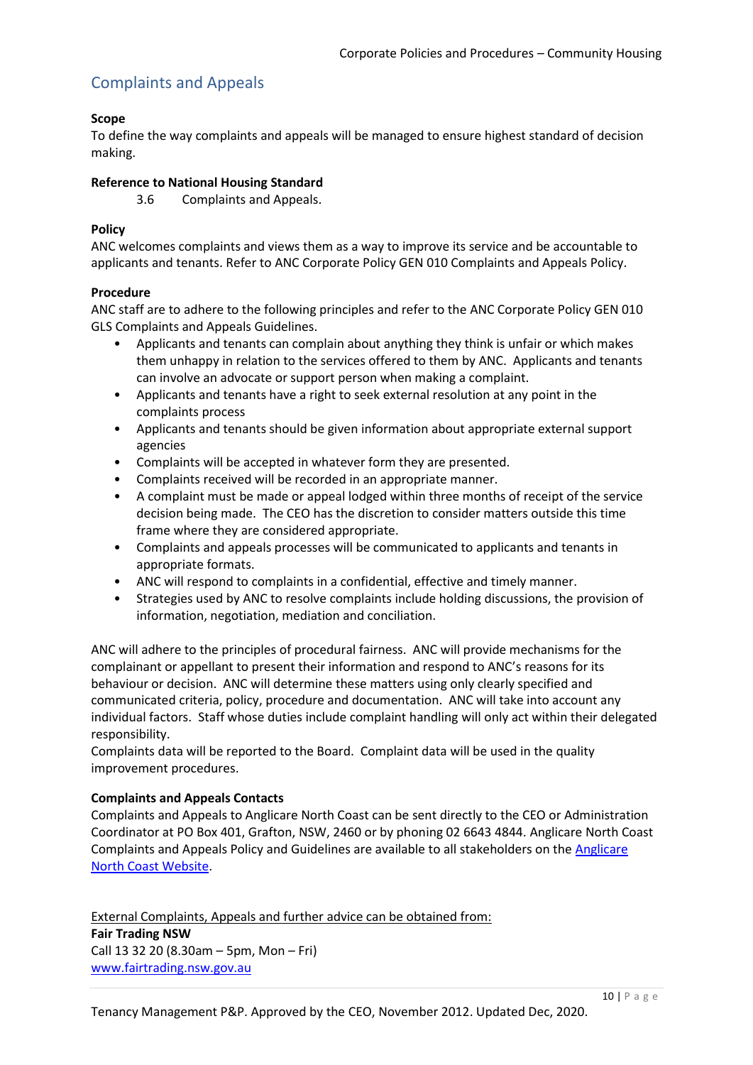## Complaints and Appeals

**Scope**
To define the way complaints and appeals will be managed to ensure highest standard of decision making.

**Reference to National Housing Standard**
3.6 Complaints and Appeals.

**Policy**
ANC welcomes complaints and views them as a way to improve its service and be accountable to applicants and tenants. Refer to ANC Corporate Policy GEN 010 Complaints and Appeals Policy.

**Procedure**
ANC staff are to adhere to the following principles and refer to the ANC Corporate Policy GEN 010 GLS Complaints and Appeals Guidelines.

- Applicants and tenants can complain about anything they think is unfair or which makes them unhappy in relation to the services offered to them by ANC. Applicants and tenants can involve an advocate or support person when making a complaint.
- Applicants and tenants have a right to seek external resolution at any point in the complaints process
- Applicants and tenants should be given information about appropriate external support agencies
- Complaints will be accepted in whatever form they are presented.
- Complaints received will be recorded in an appropriate manner.
- A complaint must be made or appeal lodged within three months of receipt of the service decision being made. The CEO has the discretion to consider matters outside this time frame where they are considered appropriate.
- Complaints and appeals processes will be communicated to applicants and tenants in appropriate formats.
- ANC will respond to complaints in a confidential, effective and timely manner.
- Strategies used by ANC to resolve complaints include holding discussions, the provision of information, negotiation, mediation and conciliation.

ANC will adhere to the principles of procedural fairness. ANC will provide mechanisms for the complainant or appellant to present their information and respond to ANC's reasons for its behaviour or decision. ANC will determine these matters using only clearly specified and communicated criteria, policy, procedure and documentation. ANC will take into account any individual factors. Staff whose duties include complaint handling will only act within their delegated responsibility.
Complaints data will be reported to the Board. Complaint data will be used in the quality improvement procedures.

**Complaints and Appeals Contacts**
Complaints and Appeals to Anglicare North Coast can be sent directly to the CEO or Administration Coordinator at PO Box 401, Grafton, NSW, 2460 or by phoning 02 6643 4844. Anglicare North Coast Complaints and Appeals Policy and Guidelines are available to all stakeholders on the Anglicare North Coast Website.

External Complaints, Appeals and further advice can be obtained from:
**Fair Trading NSW**
Call 13 32 20 (8.30am – 5pm, Mon – Fri)
www.fairtrading.nsw.gov.au

Tenancy Management P&P. Approved by the CEO, November 2012. Updated Dec, 2020.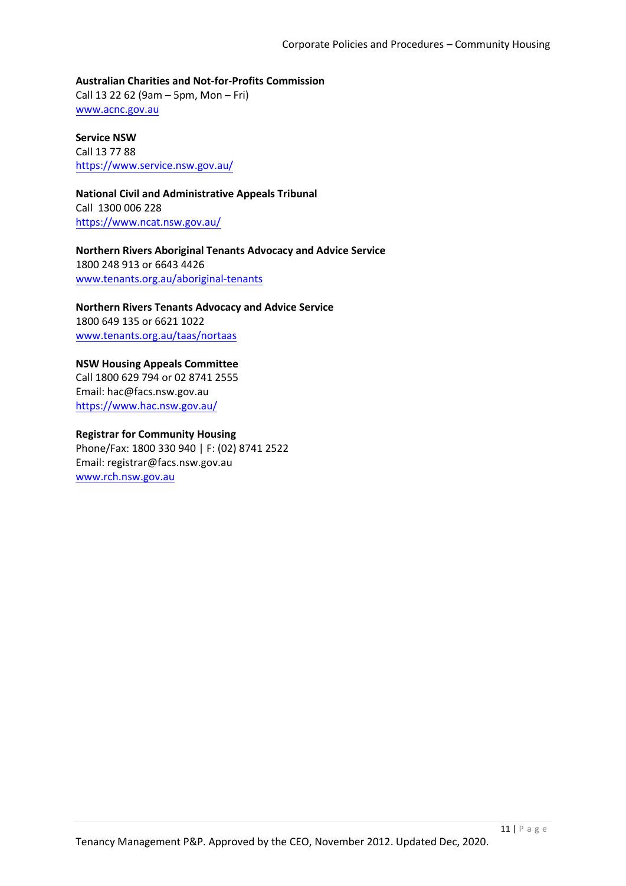**Australian Charities and Not-for-Profits Commission**
Call 13 22 62 (9am – 5pm, Mon – Fri)
www.acnc.gov.au

**Service NSW**
Call 13 77 88
https://www.service.nsw.gov.au/

**National Civil and Administrative Appeals Tribunal**
Call 1300 006 228
https://www.ncat.nsw.gov.au/

**Northern Rivers Aboriginal Tenants Advocacy and Advice Service**
1800 248 913 or 6643 4426
www.tenants.org.au/aboriginal-tenants

**Northern Rivers Tenants Advocacy and Advice Service**
1800 649 135 or 6621 1022
www.tenants.org.au/taas/nortaas

**NSW Housing Appeals Committee**
Call 1800 629 794 or 02 8741 2555
Email: hac@facs.nsw.gov.au
https://www.hac.nsw.gov.au/

**Registrar for Community Housing**
Phone/Fax: 1800 330 940 | F: (02) 8741 2522
Email: registrar@facs.nsw.gov.au
www.rch.nsw.gov.au

Tenancy Management P&P. Approved by the CEO, November 2012. Updated Dec, 2020.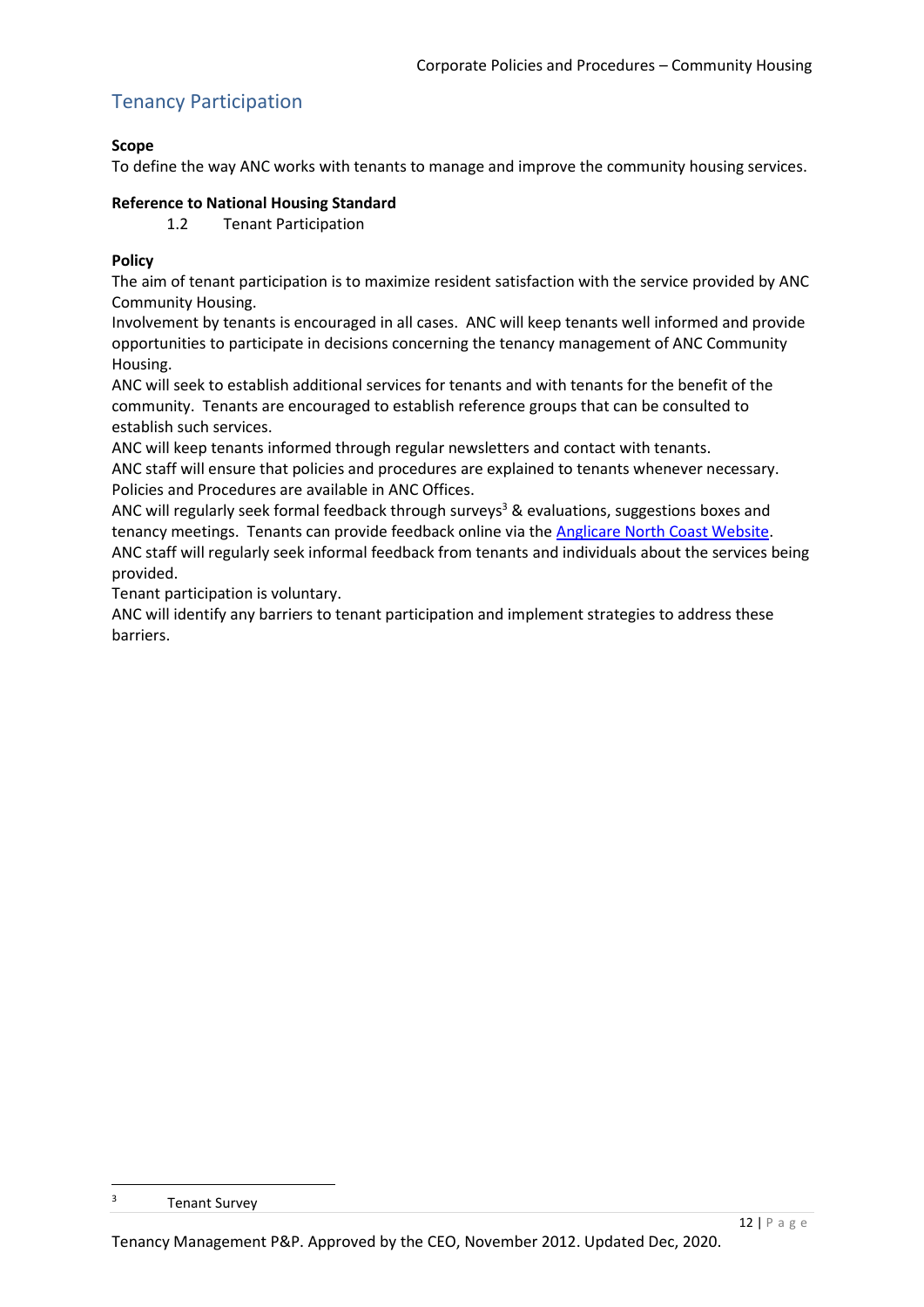## Tenancy Participation

**Scope**
To define the way ANC works with tenants to manage and improve the community housing services.

**Reference to National Housing Standard**
1.2 Tenant Participation

**Policy**
The aim of tenant participation is to maximize resident satisfaction with the service provided by ANC Community Housing.
Involvement by tenants is encouraged in all cases. ANC will keep tenants well informed and provide opportunities to participate in decisions concerning the tenancy management of ANC Community Housing.
ANC will seek to establish additional services for tenants and with tenants for the benefit of the community. Tenants are encouraged to establish reference groups that can be consulted to establish such services.
ANC will keep tenants informed through regular newsletters and contact with tenants.
ANC staff will ensure that policies and procedures are explained to tenants whenever necessary. Policies and Procedures are available in ANC Offices.
ANC will regularly seek formal feedback through surveys[3] & evaluations, suggestions boxes and tenancy meetings. Tenants can provide feedback online via the [Anglicare North Coast Website](#).
ANC staff will regularly seek informal feedback from tenants and individuals about the services being provided.
Tenant participation is voluntary.
ANC will identify any barriers to tenant participation and implement strategies to address these barriers.

[3] Tenant Survey

Tenancy Management P&P. Approved by the CEO, November 2012. Updated Dec, 2020.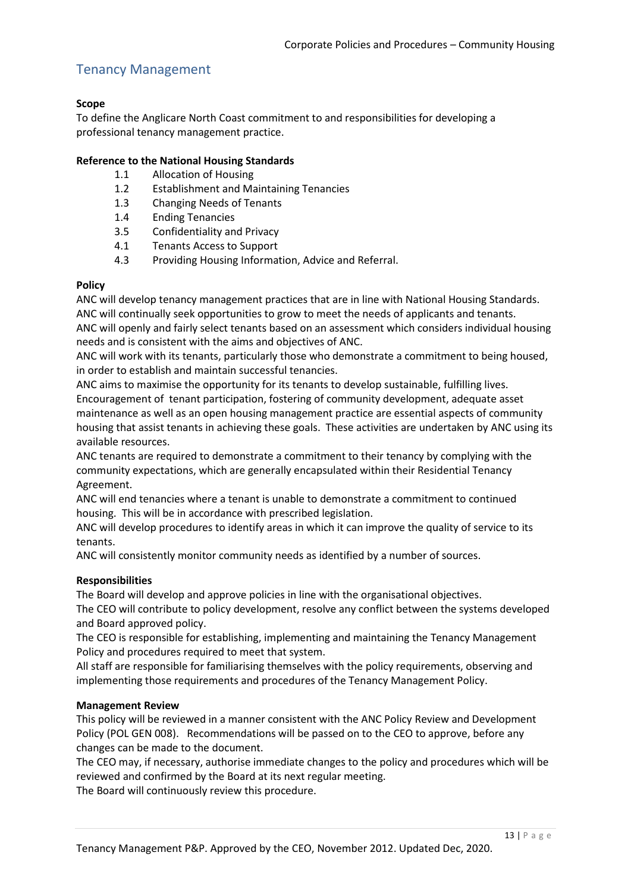## Tenancy Management

**Scope**

To define the Anglicare North Coast commitment to and responsibilities for developing a professional tenancy management practice.

**Reference to the National Housing Standards**

- 1.1 Allocation of Housing
- 1.2 Establishment and Maintaining Tenancies
- 1.3 Changing Needs of Tenants
- 1.4 Ending Tenancies
- 3.5 Confidentiality and Privacy
- 4.1 Tenants Access to Support
- 4.3 Providing Housing Information, Advice and Referral.

**Policy**

ANC will develop tenancy management practices that are in line with National Housing Standards.
ANC will continually seek opportunities to grow to meet the needs of applicants and tenants.
ANC will openly and fairly select tenants based on an assessment which considers individual housing needs and is consistent with the aims and objectives of ANC.
ANC will work with its tenants, particularly those who demonstrate a commitment to being housed, in order to establish and maintain successful tenancies.
ANC aims to maximise the opportunity for its tenants to develop sustainable, fulfilling lives. Encouragement of tenant participation, fostering of community development, adequate asset maintenance as well as an open housing management practice are essential aspects of community housing that assist tenants in achieving these goals. These activities are undertaken by ANC using its available resources.
ANC tenants are required to demonstrate a commitment to their tenancy by complying with the community expectations, which are generally encapsulated within their Residential Tenancy Agreement.
ANC will end tenancies where a tenant is unable to demonstrate a commitment to continued housing. This will be in accordance with prescribed legislation.
ANC will develop procedures to identify areas in which it can improve the quality of service to its tenants.
ANC will consistently monitor community needs as identified by a number of sources.

**Responsibilities**

The Board will develop and approve policies in line with the organisational objectives.
The CEO will contribute to policy development, resolve any conflict between the systems developed and Board approved policy.
The CEO is responsible for establishing, implementing and maintaining the Tenancy Management Policy and procedures required to meet that system.
All staff are responsible for familiarising themselves with the policy requirements, observing and implementing those requirements and procedures of the Tenancy Management Policy.

**Management Review**

This policy will be reviewed in a manner consistent with the ANC Policy Review and Development Policy (POL GEN 008). Recommendations will be passed on to the CEO to approve, before any changes can be made to the document.
The CEO may, if necessary, authorise immediate changes to the policy and procedures which will be reviewed and confirmed by the Board at its next regular meeting.
The Board will continuously review this procedure.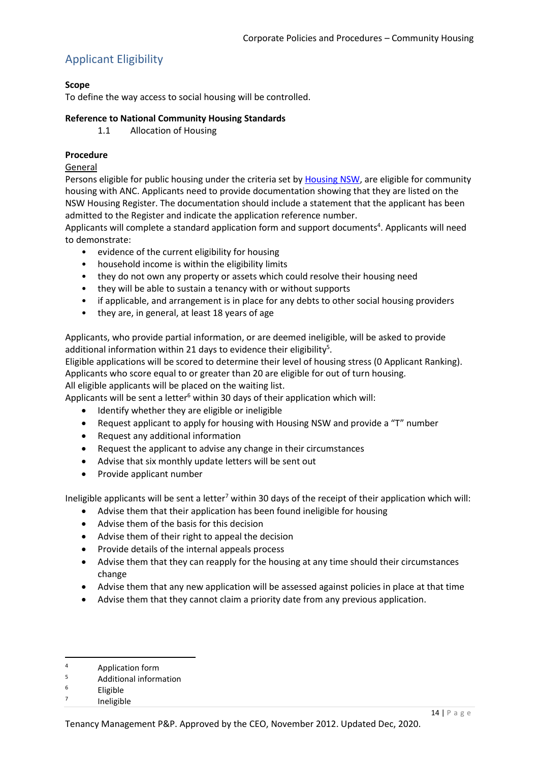## Applicant Eligibility

**Scope**
To define the way access to social housing will be controlled.

**Reference to National Community Housing Standards**

1.1 Allocation of Housing

**Procedure**

General

Persons eligible for public housing under the criteria set by Housing NSW, are eligible for community housing with ANC. Applicants need to provide documentation showing that they are listed on the NSW Housing Register. The documentation should include a statement that the applicant has been admitted to the Register and indicate the application reference number.

Applicants will complete a standard application form and support documents[4]. Applicants will need to demonstrate:

- evidence of the current eligibility for housing
- household income is within the eligibility limits
- they do not own any property or assets which could resolve their housing need
- they will be able to sustain a tenancy with or without supports
- if applicable, and arrangement is in place for any debts to other social housing providers
- they are, in general, at least 18 years of age

Applicants, who provide partial information, or are deemed ineligible, will be asked to provide additional information within 21 days to evidence their eligibility[5].

Eligible applications will be scored to determine their level of housing stress (0 Applicant Ranking). Applicants who score equal to or greater than 20 are eligible for out of turn housing.

All eligible applicants will be placed on the waiting list.

Applicants will be sent a letter[6] within 30 days of their application which will:

- Identify whether they are eligible or ineligible
- Request applicant to apply for housing with Housing NSW and provide a "T" number
- Request any additional information
- Request the applicant to advise any change in their circumstances
- Advise that six monthly update letters will be sent out
- Provide applicant number

Ineligible applicants will be sent a letter[7] within 30 days of the receipt of their application which will:

- Advise them that their application has been found ineligible for housing
- Advise them of the basis for this decision
- Advise them of their right to appeal the decision
- Provide details of the internal appeals process
- Advise them that they can reapply for the housing at any time should their circumstances change
- Advise them that any new application will be assessed against policies in place at that time
- Advise them that they cannot claim a priority date from any previous application.

---

[4] Application form
[5] Additional information
[6] Eligible
[7] Ineligible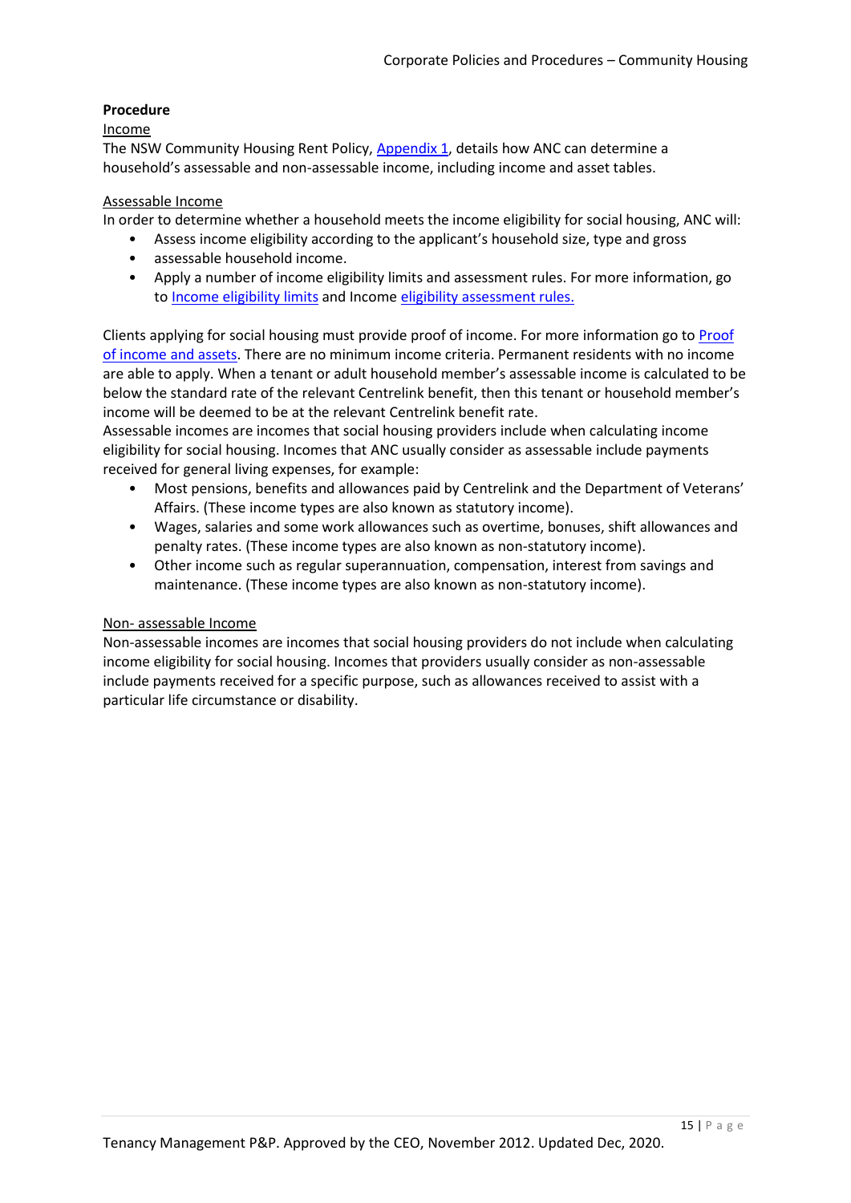**Procedure**

Income

The NSW Community Housing Rent Policy, Appendix 1, details how ANC can determine a household's assessable and non-assessable income, including income and asset tables.

Assessable Income

In order to determine whether a household meets the income eligibility for social housing, ANC will:

- Assess income eligibility according to the applicant's household size, type and gross
- assessable household income.
- Apply a number of income eligibility limits and assessment rules. For more information, go to Income eligibility limits and Income eligibility assessment rules.

Clients applying for social housing must provide proof of income. For more information go to Proof of income and assets. There are no minimum income criteria. Permanent residents with no income are able to apply. When a tenant or adult household member's assessable income is calculated to be below the standard rate of the relevant Centrelink benefit, then this tenant or household member's income will be deemed to be at the relevant Centrelink benefit rate.

Assessable incomes are incomes that social housing providers include when calculating income eligibility for social housing. Incomes that ANC usually consider as assessable include payments received for general living expenses, for example:

- Most pensions, benefits and allowances paid by Centrelink and the Department of Veterans' Affairs. (These income types are also known as statutory income).
- Wages, salaries and some work allowances such as overtime, bonuses, shift allowances and penalty rates. (These income types are also known as non-statutory income).
- Other income such as regular superannuation, compensation, interest from savings and maintenance. (These income types are also known as non-statutory income).

Non- assessable Income

Non-assessable incomes are incomes that social housing providers do not include when calculating income eligibility for social housing. Incomes that providers usually consider as non-assessable include payments received for a specific purpose, such as allowances received to assist with a particular life circumstance or disability.

Tenancy Management P&P. Approved by the CEO, November 2012. Updated Dec, 2020.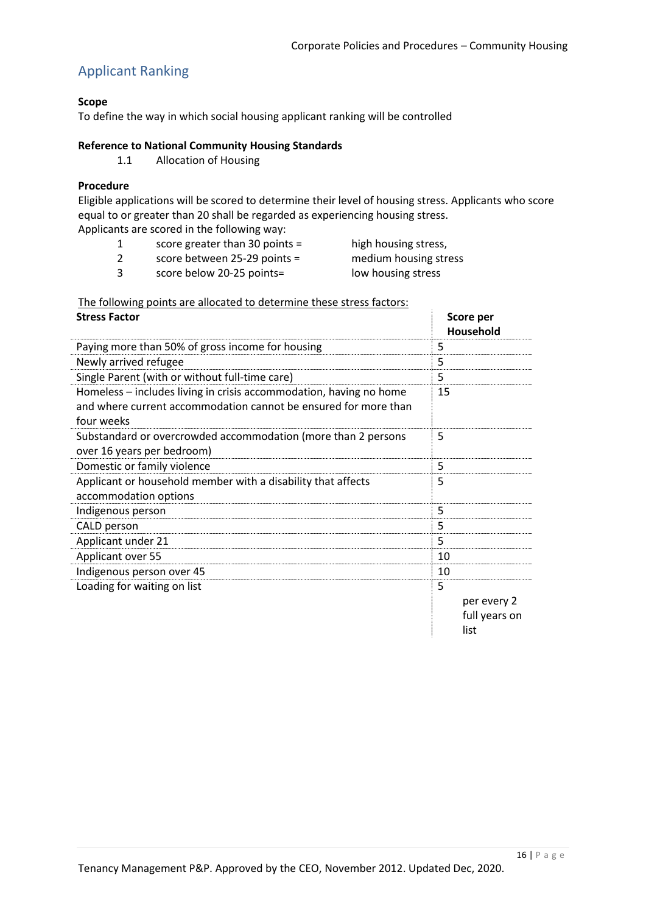## Applicant Ranking

**Scope**

To define the way in which social housing applicant ranking will be controlled

**Reference to National Community Housing Standards**

1.1 Allocation of Housing

**Procedure**

Eligible applications will be scored to determine their level of housing stress. Applicants who score equal to or greater than 20 shall be regarded as experiencing housing stress.
Applicants are scored in the following way:

1. score greater than 30 points = high housing stress,
2. score between 25-29 points = medium housing stress
3. score below 20-25 points= low housing stress

The following points are allocated to determine these stress factors:

| Stress Factor | Score per Household |
|---|---|
| Paying more than 50% of gross income for housing | 5 |
| Newly arrived refugee | 5 |
| Single Parent (with or without full-time care) | 5 |
| Homeless – includes living in crisis accommodation, having no home and where current accommodation cannot be ensured for more than four weeks | 15 |
| Substandard or overcrowded accommodation (more than 2 persons over 16 years per bedroom) | 5 |
| Domestic or family violence | 5 |
| Applicant or household member with a disability that affects accommodation options | 5 |
| Indigenous person | 5 |
| CALD person | 5 |
| Applicant under 21 | 5 |
| Applicant over 55 | 10 |
| Indigenous person over 45 | 10 |
| Loading for waiting on list | 5 per every 2 full years on list |

Tenancy Management P&P. Approved by the CEO, November 2012. Updated Dec, 2020.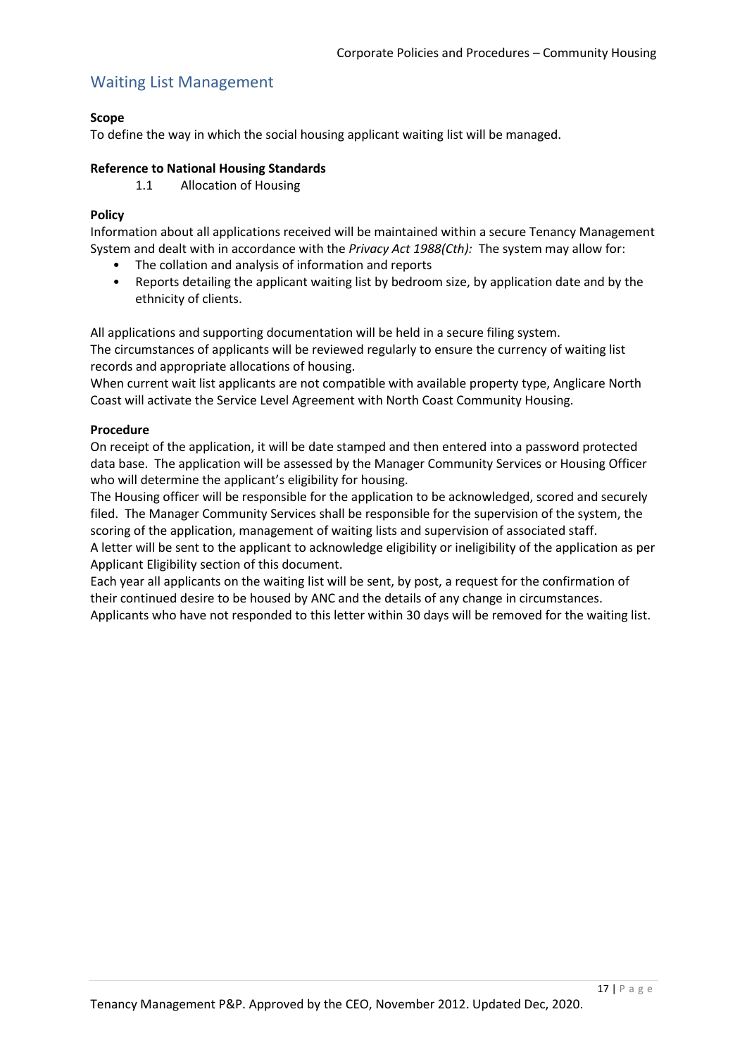## Waiting List Management

**Scope**

To define the way in which the social housing applicant waiting list will be managed.

**Reference to National Housing Standards**

1.1 Allocation of Housing

**Policy**

Information about all applications received will be maintained within a secure Tenancy Management System and dealt with in accordance with the *Privacy Act 1988(Cth):* The system may allow for:

- The collation and analysis of information and reports
- Reports detailing the applicant waiting list by bedroom size, by application date and by the ethnicity of clients.

All applications and supporting documentation will be held in a secure filing system.
The circumstances of applicants will be reviewed regularly to ensure the currency of waiting list records and appropriate allocations of housing.
When current wait list applicants are not compatible with available property type, Anglicare North Coast will activate the Service Level Agreement with North Coast Community Housing.

**Procedure**

On receipt of the application, it will be date stamped and then entered into a password protected data base. The application will be assessed by the Manager Community Services or Housing Officer who will determine the applicant's eligibility for housing.
The Housing officer will be responsible for the application to be acknowledged, scored and securely filed. The Manager Community Services shall be responsible for the supervision of the system, the scoring of the application, management of waiting lists and supervision of associated staff.
A letter will be sent to the applicant to acknowledge eligibility or ineligibility of the application as per Applicant Eligibility section of this document.
Each year all applicants on the waiting list will be sent, by post, a request for the confirmation of their continued desire to be housed by ANC and the details of any change in circumstances.
Applicants who have not responded to this letter within 30 days will be removed for the waiting list.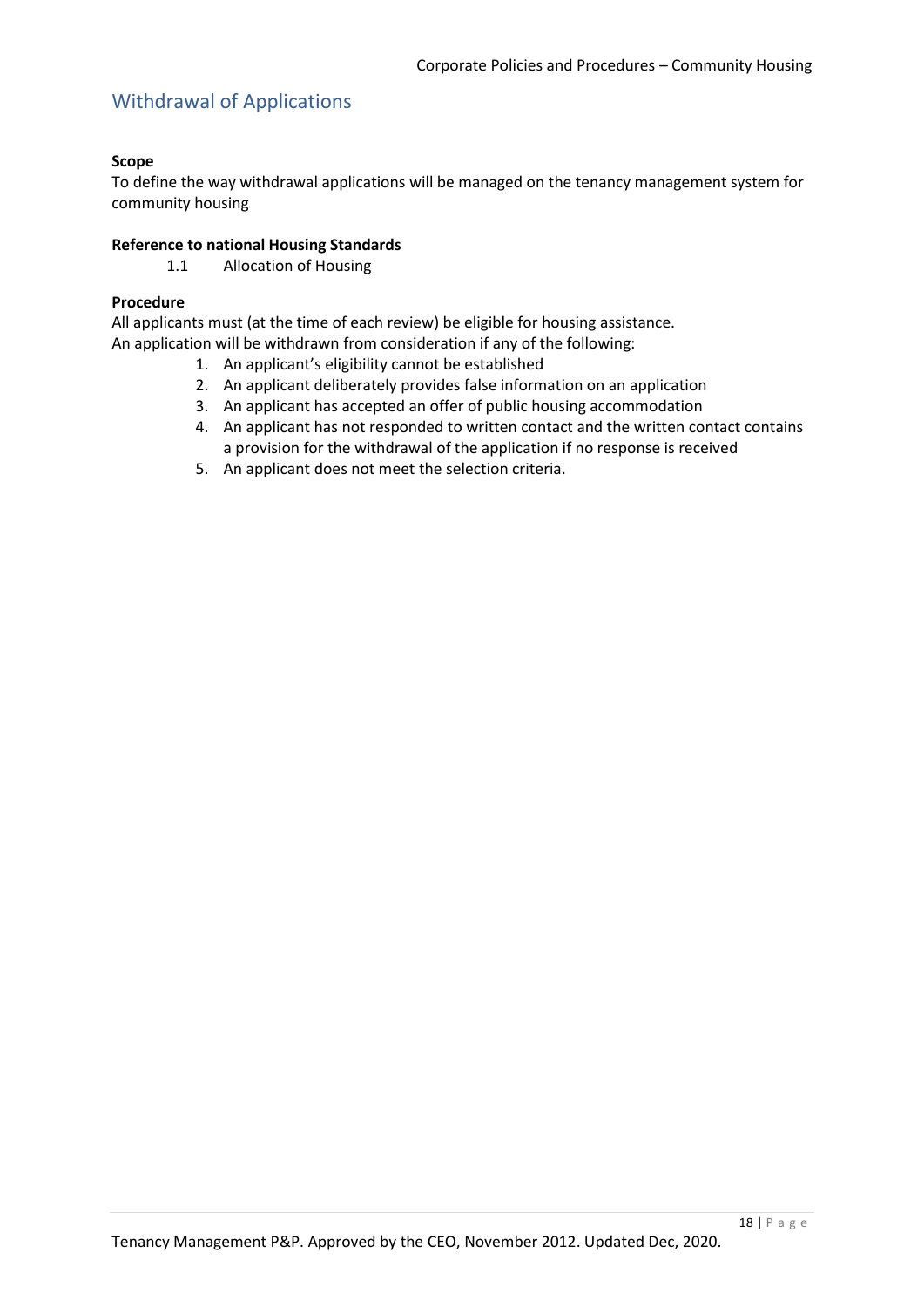## Withdrawal of Applications

**Scope**

To define the way withdrawal applications will be managed on the tenancy management system for community housing

**Reference to national Housing Standards**

1.1 Allocation of Housing

**Procedure**

All applicants must (at the time of each review) be eligible for housing assistance.
An application will be withdrawn from consideration if any of the following:

1. An applicant's eligibility cannot be established
2. An applicant deliberately provides false information on an application
3. An applicant has accepted an offer of public housing accommodation
4. An applicant has not responded to written contact and the written contact contains a provision for the withdrawal of the application if no response is received
5. An applicant does not meet the selection criteria.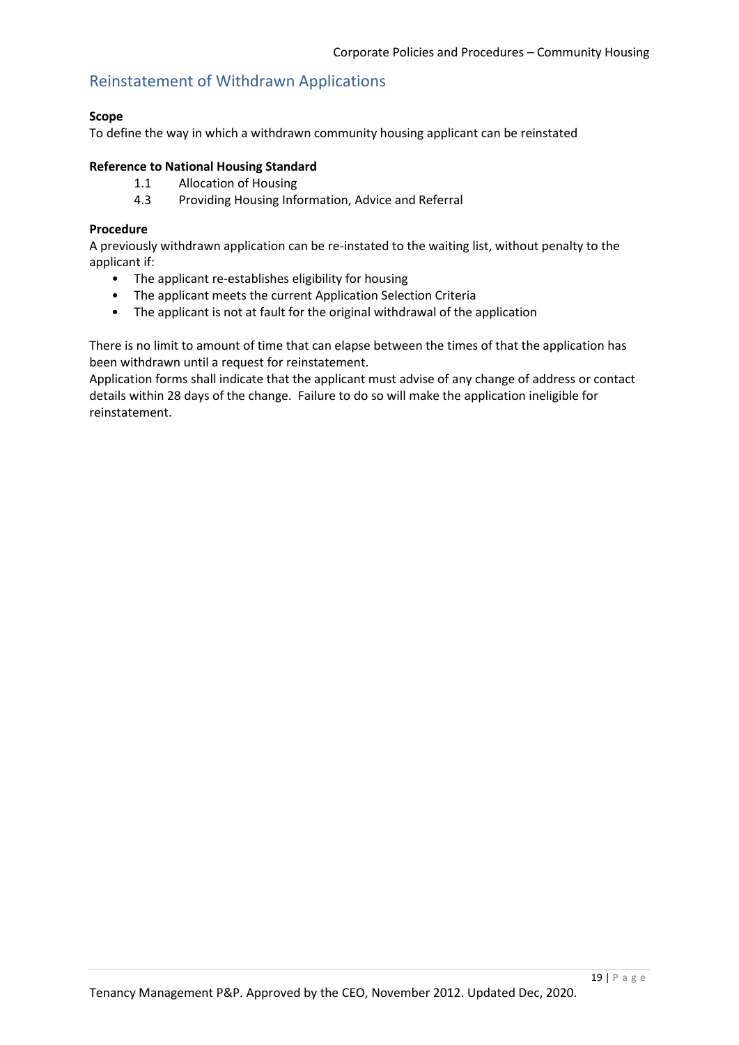## Reinstatement of Withdrawn Applications

**Scope**
To define the way in which a withdrawn community housing applicant can be reinstated

**Reference to National Housing Standard**

1.1 Allocation of Housing
4.3 Providing Housing Information, Advice and Referral

**Procedure**
A previously withdrawn application can be re-instated to the waiting list, without penalty to the applicant if:

- The applicant re-establishes eligibility for housing
- The applicant meets the current Application Selection Criteria
- The applicant is not at fault for the original withdrawal of the application

There is no limit to amount of time that can elapse between the times of that the application has been withdrawn until a request for reinstatement.
Application forms shall indicate that the applicant must advise of any change of address or contact details within 28 days of the change. Failure to do so will make the application ineligible for reinstatement.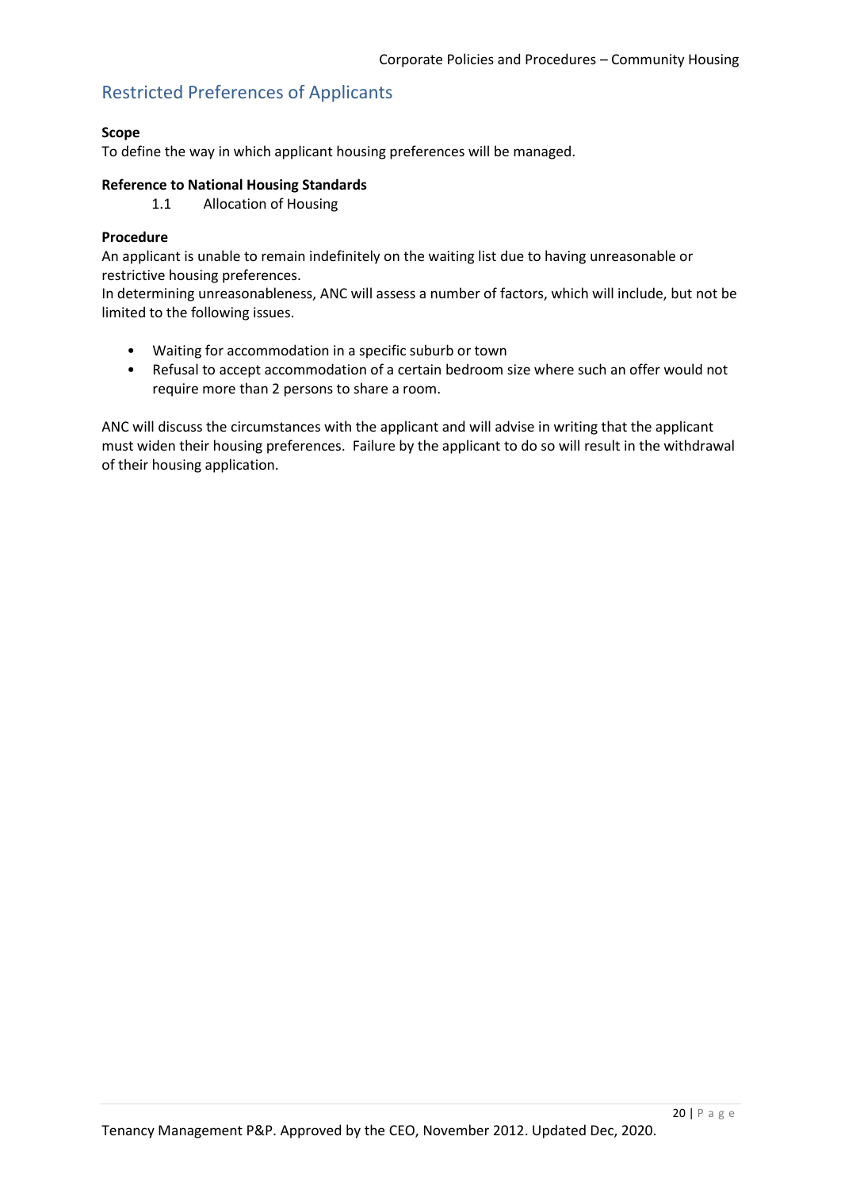## Restricted Preferences of Applicants

**Scope**
To define the way in which applicant housing preferences will be managed.

**Reference to National Housing Standards**

1.1 Allocation of Housing

**Procedure**
An applicant is unable to remain indefinitely on the waiting list due to having unreasonable or restrictive housing preferences.
In determining unreasonableness, ANC will assess a number of factors, which will include, but not be limited to the following issues.

- Waiting for accommodation in a specific suburb or town
- Refusal to accept accommodation of a certain bedroom size where such an offer would not require more than 2 persons to share a room.

ANC will discuss the circumstances with the applicant and will advise in writing that the applicant must widen their housing preferences. Failure by the applicant to do so will result in the withdrawal of their housing application.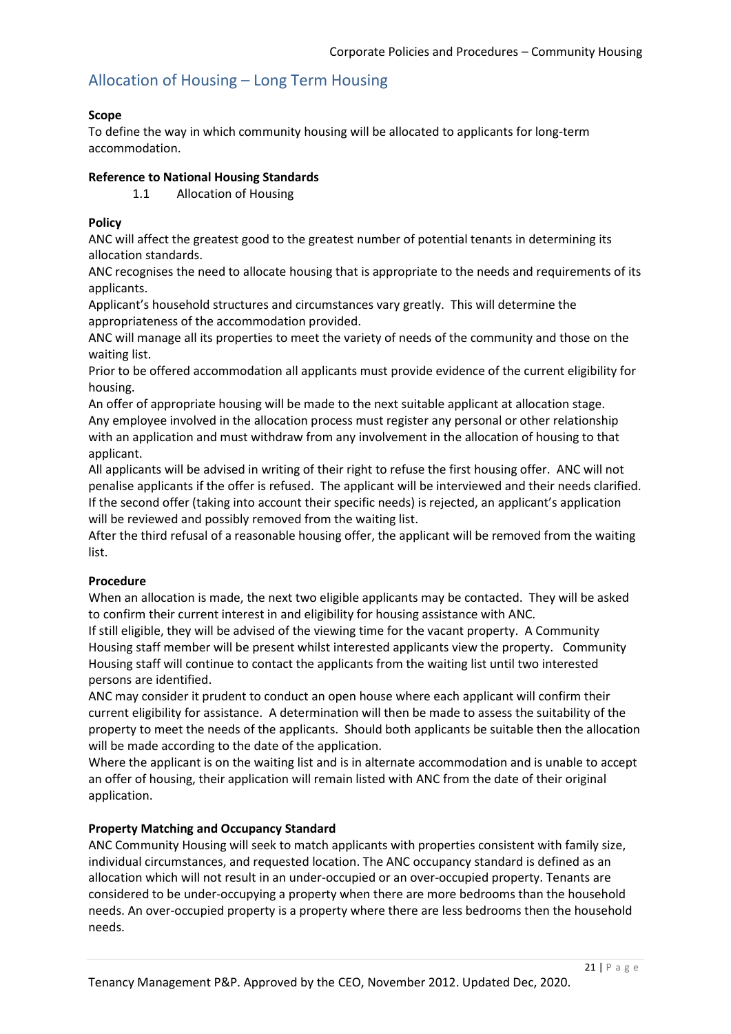## Allocation of Housing – Long Term Housing

**Scope**
To define the way in which community housing will be allocated to applicants for long-term accommodation.

**Reference to National Housing Standards**
1.1 Allocation of Housing

**Policy**
ANC will affect the greatest good to the greatest number of potential tenants in determining its allocation standards.
ANC recognises the need to allocate housing that is appropriate to the needs and requirements of its applicants.
Applicant's household structures and circumstances vary greatly. This will determine the appropriateness of the accommodation provided.
ANC will manage all its properties to meet the variety of needs of the community and those on the waiting list.
Prior to be offered accommodation all applicants must provide evidence of the current eligibility for housing.
An offer of appropriate housing will be made to the next suitable applicant at allocation stage.
Any employee involved in the allocation process must register any personal or other relationship with an application and must withdraw from any involvement in the allocation of housing to that applicant.
All applicants will be advised in writing of their right to refuse the first housing offer. ANC will not penalise applicants if the offer is refused. The applicant will be interviewed and their needs clarified. If the second offer (taking into account their specific needs) is rejected, an applicant's application will be reviewed and possibly removed from the waiting list.
After the third refusal of a reasonable housing offer, the applicant will be removed from the waiting list.

**Procedure**
When an allocation is made, the next two eligible applicants may be contacted. They will be asked to confirm their current interest in and eligibility for housing assistance with ANC.
If still eligible, they will be advised of the viewing time for the vacant property. A Community Housing staff member will be present whilst interested applicants view the property. Community Housing staff will continue to contact the applicants from the waiting list until two interested persons are identified.
ANC may consider it prudent to conduct an open house where each applicant will confirm their current eligibility for assistance. A determination will then be made to assess the suitability of the property to meet the needs of the applicants. Should both applicants be suitable then the allocation will be made according to the date of the application.
Where the applicant is on the waiting list and is in alternate accommodation and is unable to accept an offer of housing, their application will remain listed with ANC from the date of their original application.

**Property Matching and Occupancy Standard**
ANC Community Housing will seek to match applicants with properties consistent with family size, individual circumstances, and requested location. The ANC occupancy standard is defined as an allocation which will not result in an under-occupied or an over-occupied property. Tenants are considered to be under-occupying a property when there are more bedrooms than the household needs. An over-occupied property is a property where there are less bedrooms then the household needs.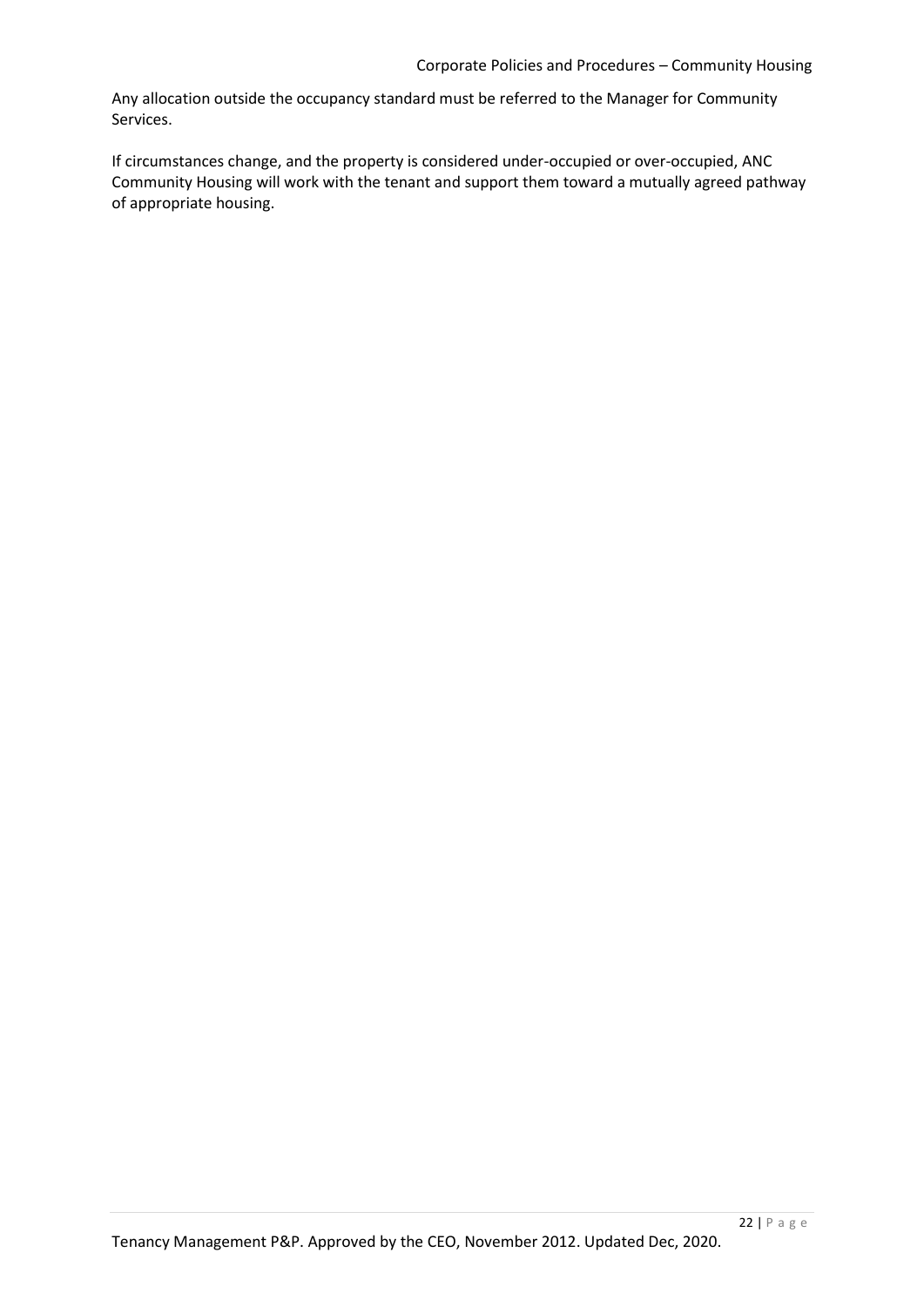Any allocation outside the occupancy standard must be referred to the Manager for Community Services.

If circumstances change, and the property is considered under-occupied or over-occupied, ANC Community Housing will work with the tenant and support them toward a mutually agreed pathway of appropriate housing.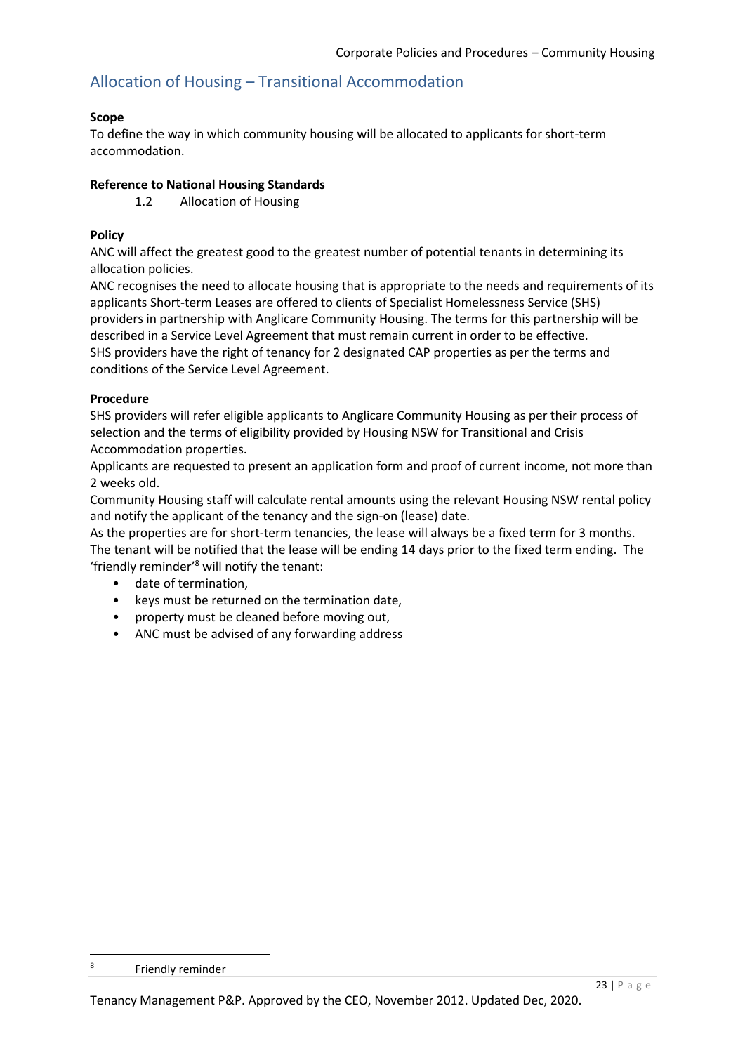## Allocation of Housing – Transitional Accommodation

**Scope**

To define the way in which community housing will be allocated to applicants for short-term accommodation.

**Reference to National Housing Standards**

1.2 Allocation of Housing

**Policy**

ANC will affect the greatest good to the greatest number of potential tenants in determining its allocation policies.

ANC recognises the need to allocate housing that is appropriate to the needs and requirements of its applicants Short-term Leases are offered to clients of Specialist Homelessness Service (SHS) providers in partnership with Anglicare Community Housing. The terms for this partnership will be described in a Service Level Agreement that must remain current in order to be effective.

SHS providers have the right of tenancy for 2 designated CAP properties as per the terms and conditions of the Service Level Agreement.

**Procedure**

SHS providers will refer eligible applicants to Anglicare Community Housing as per their process of selection and the terms of eligibility provided by Housing NSW for Transitional and Crisis Accommodation properties.

Applicants are requested to present an application form and proof of current income, not more than 2 weeks old.

Community Housing staff will calculate rental amounts using the relevant Housing NSW rental policy and notify the applicant of the tenancy and the sign-on (lease) date.

As the properties are for short-term tenancies, the lease will always be a fixed term for 3 months.

The tenant will be notified that the lease will be ending 14 days prior to the fixed term ending. The 'friendly reminder'[8] will notify the tenant:

- date of termination,
- keys must be returned on the termination date,
- property must be cleaned before moving out,
- ANC must be advised of any forwarding address

[8] Friendly reminder

Tenancy Management P&P. Approved by the CEO, November 2012. Updated Dec, 2020.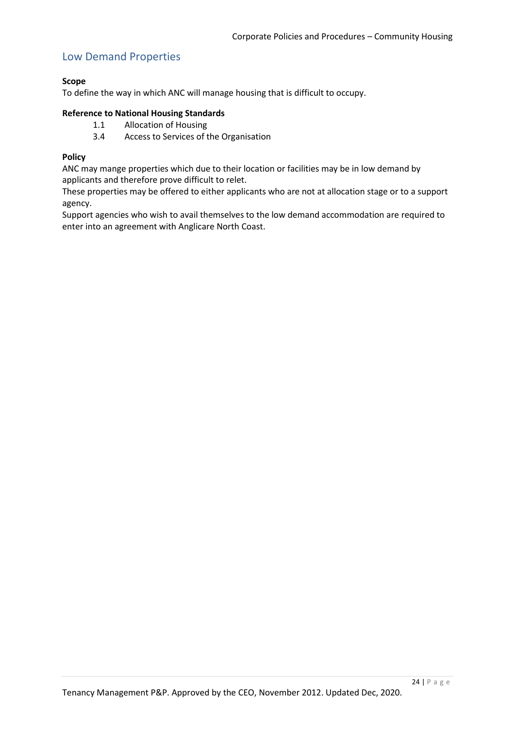## Low Demand Properties

**Scope**
To define the way in which ANC will manage housing that is difficult to occupy.

**Reference to National Housing Standards**

1.1 Allocation of Housing
3.4 Access to Services of the Organisation

**Policy**
ANC may mange properties which due to their location or facilities may be in low demand by applicants and therefore prove difficult to relet.
These properties may be offered to either applicants who are not at allocation stage or to a support agency.
Support agencies who wish to avail themselves to the low demand accommodation are required to enter into an agreement with Anglicare North Coast.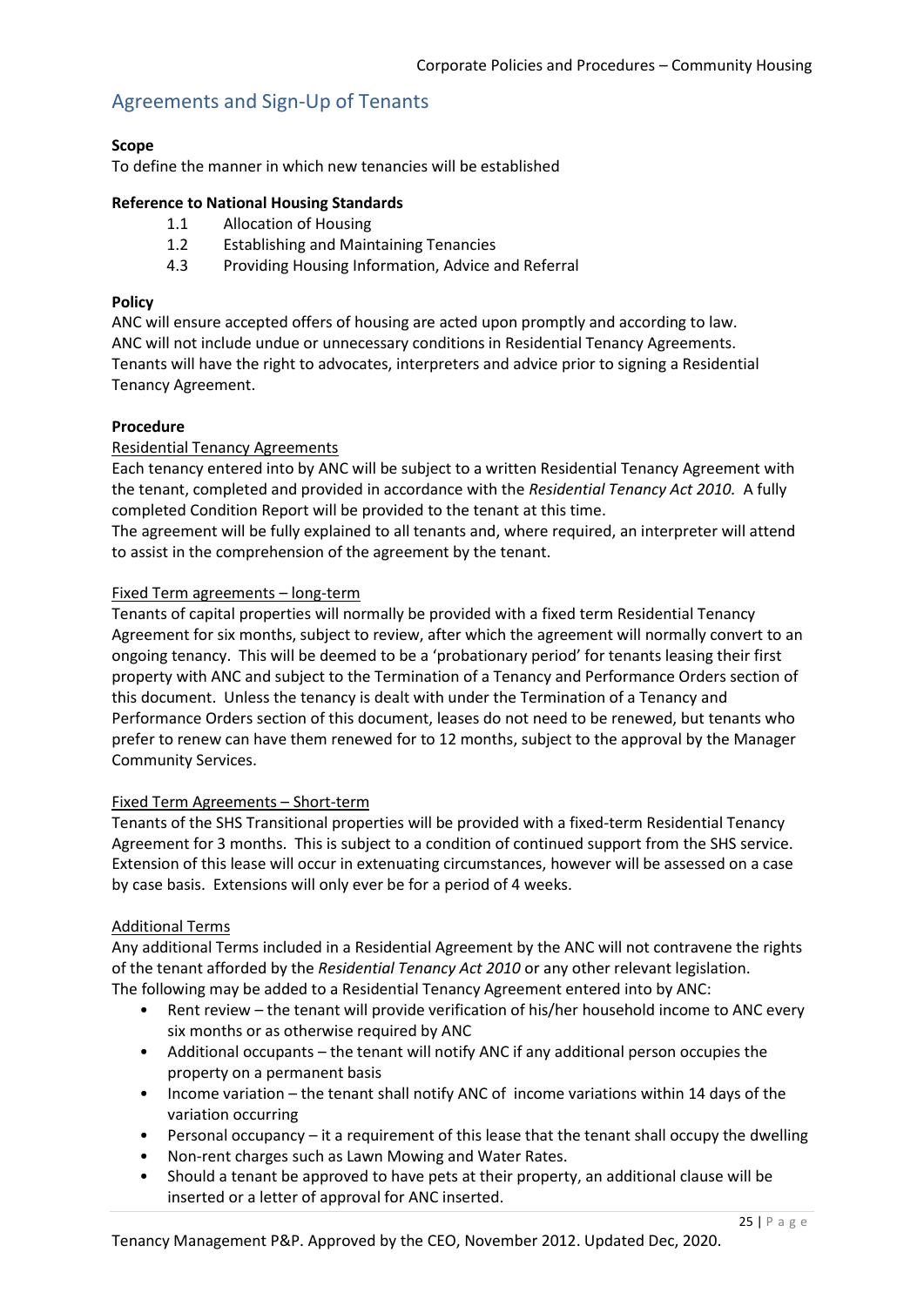## Agreements and Sign-Up of Tenants

**Scope**
To define the manner in which new tenancies will be established

**Reference to National Housing Standards**

- 1.1 Allocation of Housing
- 1.2 Establishing and Maintaining Tenancies
- 4.3 Providing Housing Information, Advice and Referral

**Policy**
ANC will ensure accepted offers of housing are acted upon promptly and according to law.
ANC will not include undue or unnecessary conditions in Residential Tenancy Agreements.
Tenants will have the right to advocates, interpreters and advice prior to signing a Residential Tenancy Agreement.

**Procedure**

Residential Tenancy Agreements

Each tenancy entered into by ANC will be subject to a written Residential Tenancy Agreement with the tenant, completed and provided in accordance with the *Residential Tenancy Act 2010.* A fully completed Condition Report will be provided to the tenant at this time.
The agreement will be fully explained to all tenants and, where required, an interpreter will attend to assist in the comprehension of the agreement by the tenant.

Fixed Term agreements – long-term

Tenants of capital properties will normally be provided with a fixed term Residential Tenancy Agreement for six months, subject to review, after which the agreement will normally convert to an ongoing tenancy. This will be deemed to be a 'probationary period' for tenants leasing their first property with ANC and subject to the Termination of a Tenancy and Performance Orders section of this document. Unless the tenancy is dealt with under the Termination of a Tenancy and Performance Orders section of this document, leases do not need to be renewed, but tenants who prefer to renew can have them renewed for to 12 months, subject to the approval by the Manager Community Services.

Fixed Term Agreements – Short-term

Tenants of the SHS Transitional properties will be provided with a fixed-term Residential Tenancy Agreement for 3 months. This is subject to a condition of continued support from the SHS service. Extension of this lease will occur in extenuating circumstances, however will be assessed on a case by case basis. Extensions will only ever be for a period of 4 weeks.

Additional Terms

Any additional Terms included in a Residential Agreement by the ANC will not contravene the rights of the tenant afforded by the *Residential Tenancy Act 2010* or any other relevant legislation.
The following may be added to a Residential Tenancy Agreement entered into by ANC:

- Rent review – the tenant will provide verification of his/her household income to ANC every six months or as otherwise required by ANC
- Additional occupants – the tenant will notify ANC if any additional person occupies the property on a permanent basis
- Income variation – the tenant shall notify ANC of income variations within 14 days of the variation occurring
- Personal occupancy – it a requirement of this lease that the tenant shall occupy the dwelling
- Non-rent charges such as Lawn Mowing and Water Rates.
- Should a tenant be approved to have pets at their property, an additional clause will be inserted or a letter of approval for ANC inserted.

Tenancy Management P&P. Approved by the CEO, November 2012. Updated Dec, 2020.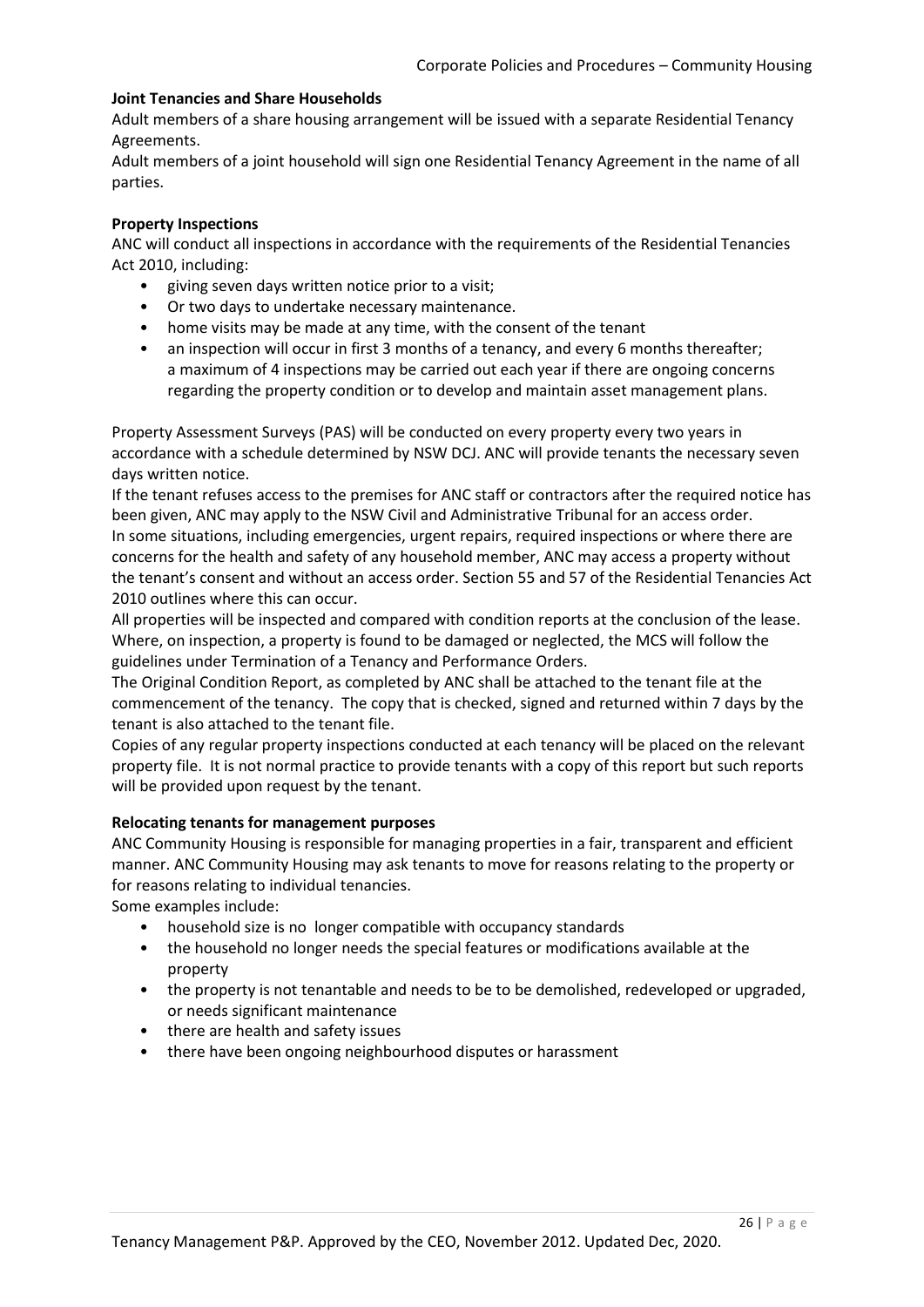**Joint Tenancies and Share Households**

Adult members of a share housing arrangement will be issued with a separate Residential Tenancy Agreements.

Adult members of a joint household will sign one Residential Tenancy Agreement in the name of all parties.

**Property Inspections**

ANC will conduct all inspections in accordance with the requirements of the Residential Tenancies Act 2010, including:

- giving seven days written notice prior to a visit;
- Or two days to undertake necessary maintenance.
- home visits may be made at any time, with the consent of the tenant
- an inspection will occur in first 3 months of a tenancy, and every 6 months thereafter; a maximum of 4 inspections may be carried out each year if there are ongoing concerns regarding the property condition or to develop and maintain asset management plans.

Property Assessment Surveys (PAS) will be conducted on every property every two years in accordance with a schedule determined by NSW DCJ. ANC will provide tenants the necessary seven days written notice.

If the tenant refuses access to the premises for ANC staff or contractors after the required notice has been given, ANC may apply to the NSW Civil and Administrative Tribunal for an access order.

In some situations, including emergencies, urgent repairs, required inspections or where there are concerns for the health and safety of any household member, ANC may access a property without the tenant's consent and without an access order. Section 55 and 57 of the Residential Tenancies Act 2010 outlines where this can occur.

All properties will be inspected and compared with condition reports at the conclusion of the lease. Where, on inspection, a property is found to be damaged or neglected, the MCS will follow the guidelines under Termination of a Tenancy and Performance Orders.

The Original Condition Report, as completed by ANC shall be attached to the tenant file at the commencement of the tenancy. The copy that is checked, signed and returned within 7 days by the tenant is also attached to the tenant file.

Copies of any regular property inspections conducted at each tenancy will be placed on the relevant property file. It is not normal practice to provide tenants with a copy of this report but such reports will be provided upon request by the tenant.

**Relocating tenants for management purposes**

ANC Community Housing is responsible for managing properties in a fair, transparent and efficient manner. ANC Community Housing may ask tenants to move for reasons relating to the property or for reasons relating to individual tenancies.

Some examples include:

- household size is no longer compatible with occupancy standards
- the household no longer needs the special features or modifications available at the property
- the property is not tenantable and needs to be to be demolished, redeveloped or upgraded, or needs significant maintenance
- there are health and safety issues
- there have been ongoing neighbourhood disputes or harassment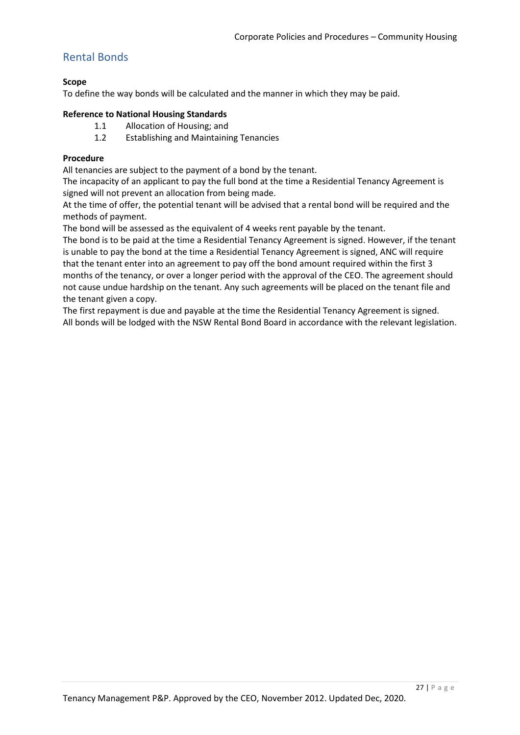## Rental Bonds

**Scope**
To define the way bonds will be calculated and the manner in which they may be paid.

**Reference to National Housing Standards**

1.1 Allocation of Housing; and
1.2 Establishing and Maintaining Tenancies

**Procedure**
All tenancies are subject to the payment of a bond by the tenant.
The incapacity of an applicant to pay the full bond at the time a Residential Tenancy Agreement is signed will not prevent an allocation from being made.
At the time of offer, the potential tenant will be advised that a rental bond will be required and the methods of payment.
The bond will be assessed as the equivalent of 4 weeks rent payable by the tenant.
The bond is to be paid at the time a Residential Tenancy Agreement is signed. However, if the tenant is unable to pay the bond at the time a Residential Tenancy Agreement is signed, ANC will require that the tenant enter into an agreement to pay off the bond amount required within the first 3 months of the tenancy, or over a longer period with the approval of the CEO. The agreement should not cause undue hardship on the tenant. Any such agreements will be placed on the tenant file and the tenant given a copy.
The first repayment is due and payable at the time the Residential Tenancy Agreement is signed.
All bonds will be lodged with the NSW Rental Bond Board in accordance with the relevant legislation.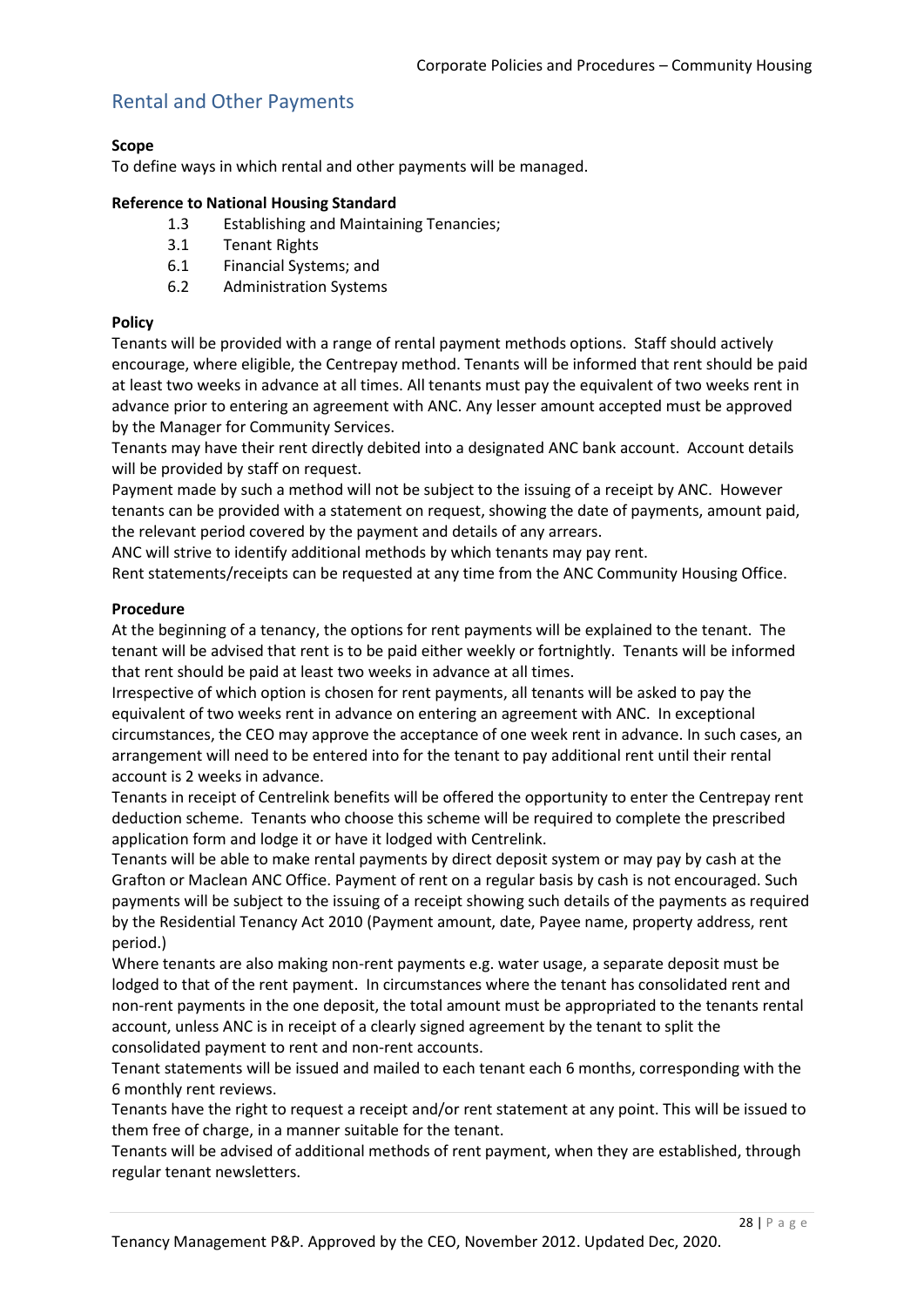## Rental and Other Payments

**Scope**

To define ways in which rental and other payments will be managed.

**Reference to National Housing Standard**

- 1.3 Establishing and Maintaining Tenancies;
- 3.1 Tenant Rights
- 6.1 Financial Systems; and
- 6.2 Administration Systems

**Policy**

Tenants will be provided with a range of rental payment methods options. Staff should actively encourage, where eligible, the Centrepay method. Tenants will be informed that rent should be paid at least two weeks in advance at all times. All tenants must pay the equivalent of two weeks rent in advance prior to entering an agreement with ANC. Any lesser amount accepted must be approved by the Manager for Community Services.

Tenants may have their rent directly debited into a designated ANC bank account. Account details will be provided by staff on request.

Payment made by such a method will not be subject to the issuing of a receipt by ANC. However tenants can be provided with a statement on request, showing the date of payments, amount paid, the relevant period covered by the payment and details of any arrears.

ANC will strive to identify additional methods by which tenants may pay rent.

Rent statements/receipts can be requested at any time from the ANC Community Housing Office.

**Procedure**

At the beginning of a tenancy, the options for rent payments will be explained to the tenant. The tenant will be advised that rent is to be paid either weekly or fortnightly. Tenants will be informed that rent should be paid at least two weeks in advance at all times.

Irrespective of which option is chosen for rent payments, all tenants will be asked to pay the equivalent of two weeks rent in advance on entering an agreement with ANC. In exceptional circumstances, the CEO may approve the acceptance of one week rent in advance. In such cases, an arrangement will need to be entered into for the tenant to pay additional rent until their rental account is 2 weeks in advance.

Tenants in receipt of Centrelink benefits will be offered the opportunity to enter the Centrepay rent deduction scheme. Tenants who choose this scheme will be required to complete the prescribed application form and lodge it or have it lodged with Centrelink.

Tenants will be able to make rental payments by direct deposit system or may pay by cash at the Grafton or Maclean ANC Office. Payment of rent on a regular basis by cash is not encouraged. Such payments will be subject to the issuing of a receipt showing such details of the payments as required by the Residential Tenancy Act 2010 (Payment amount, date, Payee name, property address, rent period.)

Where tenants are also making non-rent payments e.g. water usage, a separate deposit must be lodged to that of the rent payment. In circumstances where the tenant has consolidated rent and non-rent payments in the one deposit, the total amount must be appropriated to the tenants rental account, unless ANC is in receipt of a clearly signed agreement by the tenant to split the consolidated payment to rent and non-rent accounts.

Tenant statements will be issued and mailed to each tenant each 6 months, corresponding with the 6 monthly rent reviews.

Tenants have the right to request a receipt and/or rent statement at any point. This will be issued to them free of charge, in a manner suitable for the tenant.

Tenants will be advised of additional methods of rent payment, when they are established, through regular tenant newsletters.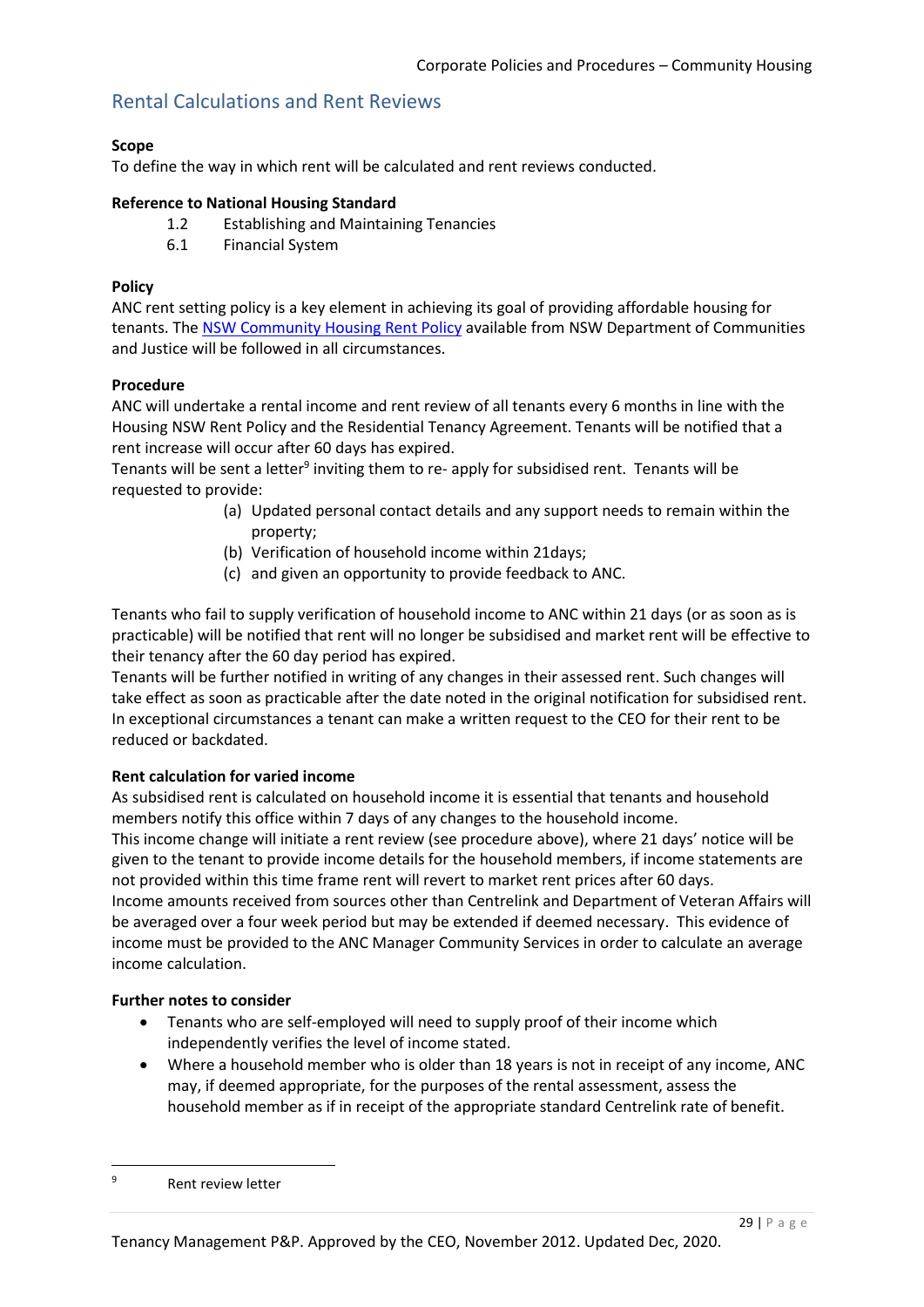## Rental Calculations and Rent Reviews

**Scope**
To define the way in which rent will be calculated and rent reviews conducted.

**Reference to National Housing Standard**

1.2 Establishing and Maintaining Tenancies
6.1 Financial System

**Policy**
ANC rent setting policy is a key element in achieving its goal of providing affordable housing for tenants. The NSW Community Housing Rent Policy available from NSW Department of Communities and Justice will be followed in all circumstances.

**Procedure**
ANC will undertake a rental income and rent review of all tenants every 6 months in line with the Housing NSW Rent Policy and the Residential Tenancy Agreement. Tenants will be notified that a rent increase will occur after 60 days has expired.
Tenants will be sent a letter[9] inviting them to re- apply for subsidised rent. Tenants will be requested to provide:

(a) Updated personal contact details and any support needs to remain within the property;
(b) Verification of household income within 21days;
(c) and given an opportunity to provide feedback to ANC.

Tenants who fail to supply verification of household income to ANC within 21 days (or as soon as is practicable) will be notified that rent will no longer be subsidised and market rent will be effective to their tenancy after the 60 day period has expired.
Tenants will be further notified in writing of any changes in their assessed rent. Such changes will take effect as soon as practicable after the date noted in the original notification for subsidised rent. In exceptional circumstances a tenant can make a written request to the CEO for their rent to be reduced or backdated.

**Rent calculation for varied income**
As subsidised rent is calculated on household income it is essential that tenants and household members notify this office within 7 days of any changes to the household income.
This income change will initiate a rent review (see procedure above), where 21 days' notice will be given to the tenant to provide income details for the household members, if income statements are not provided within this time frame rent will revert to market rent prices after 60 days.
Income amounts received from sources other than Centrelink and Department of Veteran Affairs will be averaged over a four week period but may be extended if deemed necessary. This evidence of income must be provided to the ANC Manager Community Services in order to calculate an average income calculation.

**Further notes to consider**

- Tenants who are self-employed will need to supply proof of their income which independently verifies the level of income stated.
- Where a household member who is older than 18 years is not in receipt of any income, ANC may, if deemed appropriate, for the purposes of the rental assessment, assess the household member as if in receipt of the appropriate standard Centrelink rate of benefit.

---

[9] Rent review letter

Tenancy Management P&P. Approved by the CEO, November 2012. Updated Dec, 2020.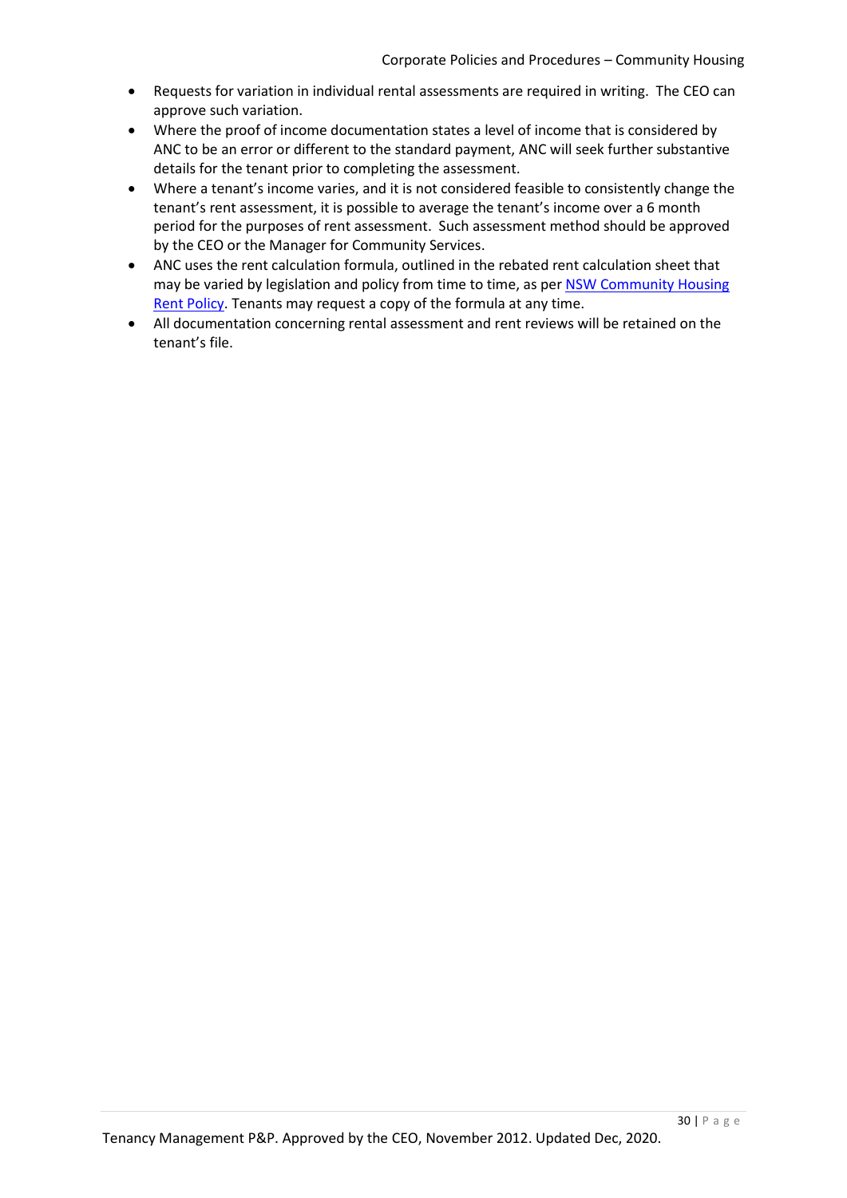- Requests for variation in individual rental assessments are required in writing. The CEO can approve such variation.
- Where the proof of income documentation states a level of income that is considered by ANC to be an error or different to the standard payment, ANC will seek further substantive details for the tenant prior to completing the assessment.
- Where a tenant's income varies, and it is not considered feasible to consistently change the tenant's rent assessment, it is possible to average the tenant's income over a 6 month period for the purposes of rent assessment. Such assessment method should be approved by the CEO or the Manager for Community Services.
- ANC uses the rent calculation formula, outlined in the rebated rent calculation sheet that may be varied by legislation and policy from time to time, as per [NSW Community Housing Rent Policy](). Tenants may request a copy of the formula at any time.
- All documentation concerning rental assessment and rent reviews will be retained on the tenant's file.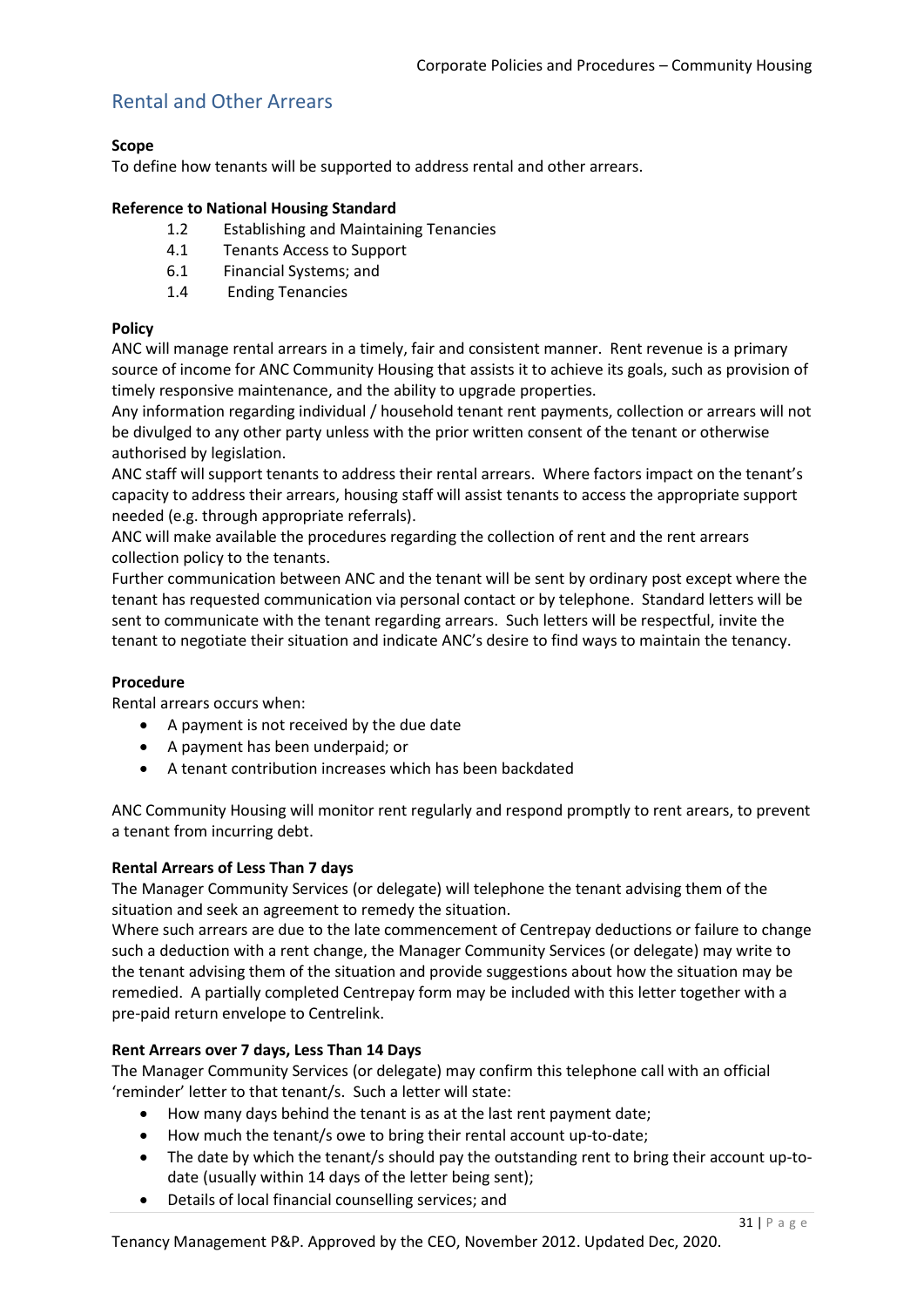## Rental and Other Arrears

**Scope**
To define how tenants will be supported to address rental and other arrears.

**Reference to National Housing Standard**

- 1.2 Establishing and Maintaining Tenancies
- 4.1 Tenants Access to Support
- 6.1 Financial Systems; and
- 1.4 Ending Tenancies

**Policy**
ANC will manage rental arrears in a timely, fair and consistent manner. Rent revenue is a primary source of income for ANC Community Housing that assists it to achieve its goals, such as provision of timely responsive maintenance, and the ability to upgrade properties.
Any information regarding individual / household tenant rent payments, collection or arrears will not be divulged to any other party unless with the prior written consent of the tenant or otherwise authorised by legislation.
ANC staff will support tenants to address their rental arrears. Where factors impact on the tenant's capacity to address their arrears, housing staff will assist tenants to access the appropriate support needed (e.g. through appropriate referrals).
ANC will make available the procedures regarding the collection of rent and the rent arrears collection policy to the tenants.
Further communication between ANC and the tenant will be sent by ordinary post except where the tenant has requested communication via personal contact or by telephone. Standard letters will be sent to communicate with the tenant regarding arrears. Such letters will be respectful, invite the tenant to negotiate their situation and indicate ANC's desire to find ways to maintain the tenancy.

**Procedure**
Rental arrears occurs when:

- A payment is not received by the due date
- A payment has been underpaid; or
- A tenant contribution increases which has been backdated

ANC Community Housing will monitor rent regularly and respond promptly to rent arears, to prevent a tenant from incurring debt.

**Rental Arrears of Less Than 7 days**
The Manager Community Services (or delegate) will telephone the tenant advising them of the situation and seek an agreement to remedy the situation.
Where such arrears are due to the late commencement of Centrepay deductions or failure to change such a deduction with a rent change, the Manager Community Services (or delegate) may write to the tenant advising them of the situation and provide suggestions about how the situation may be remedied. A partially completed Centrepay form may be included with this letter together with a pre-paid return envelope to Centrelink.

**Rent Arrears over 7 days, Less Than 14 Days**
The Manager Community Services (or delegate) may confirm this telephone call with an official 'reminder' letter to that tenant/s. Such a letter will state:

- How many days behind the tenant is as at the last rent payment date;
- How much the tenant/s owe to bring their rental account up-to-date;
- The date by which the tenant/s should pay the outstanding rent to bring their account up-to-date (usually within 14 days of the letter being sent);
- Details of local financial counselling services; and

Tenancy Management P&P. Approved by the CEO, November 2012. Updated Dec, 2020.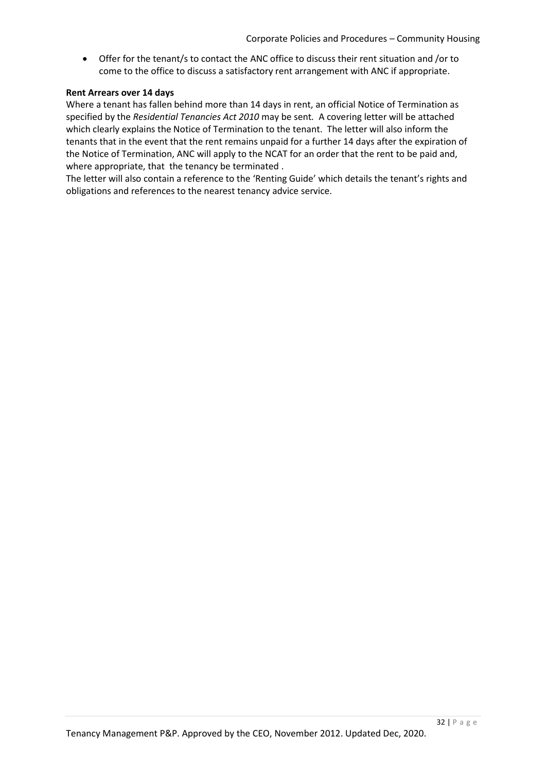- Offer for the tenant/s to contact the ANC office to discuss their rent situation and /or to come to the office to discuss a satisfactory rent arrangement with ANC if appropriate.

**Rent Arrears over 14 days**

Where a tenant has fallen behind more than 14 days in rent, an official Notice of Termination as specified by the *Residential Tenancies Act 2010* may be sent. A covering letter will be attached which clearly explains the Notice of Termination to the tenant. The letter will also inform the tenants that in the event that the rent remains unpaid for a further 14 days after the expiration of the Notice of Termination, ANC will apply to the NCAT for an order that the rent to be paid and, where appropriate, that the tenancy be terminated .

The letter will also contain a reference to the 'Renting Guide' which details the tenant's rights and obligations and references to the nearest tenancy advice service.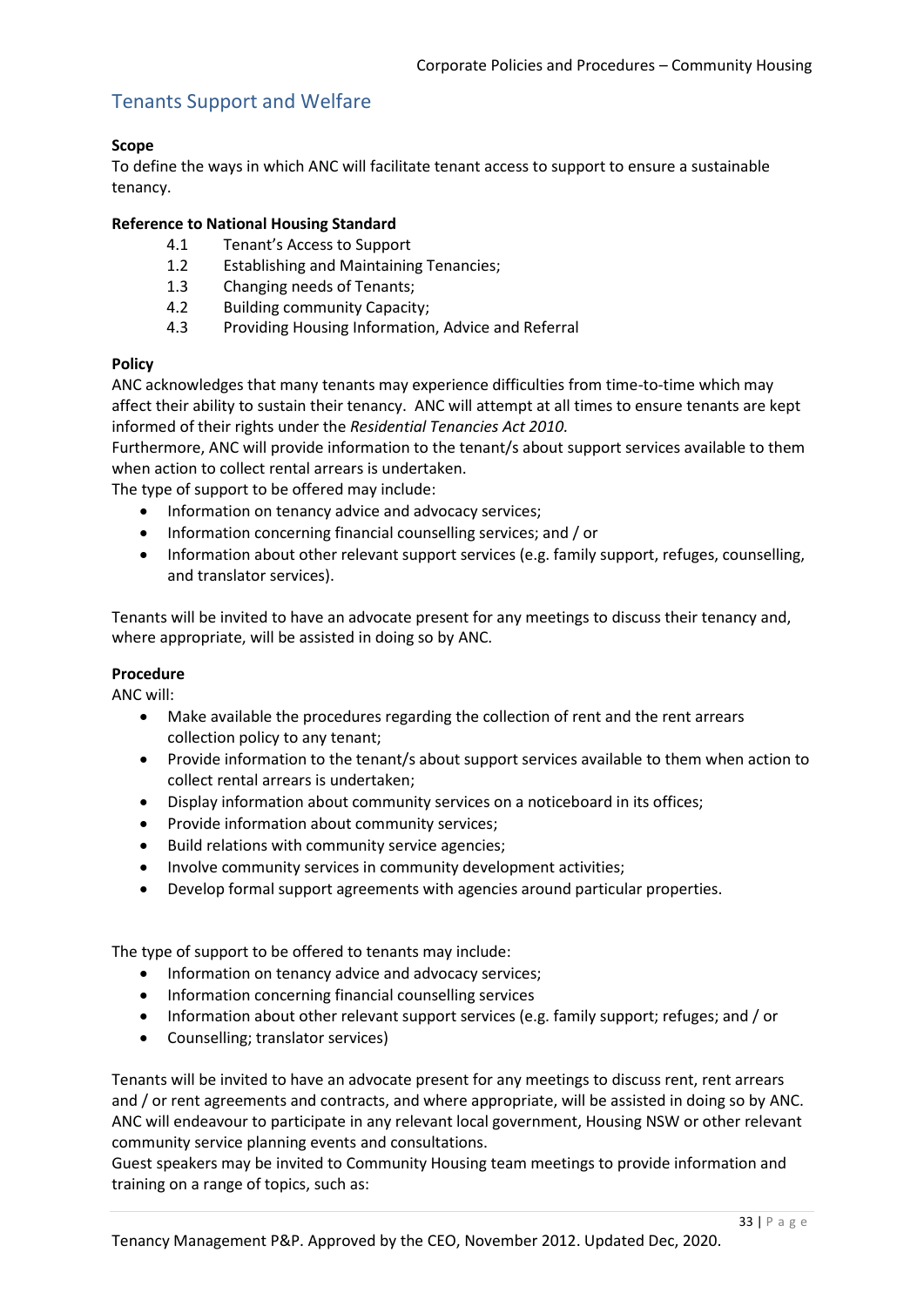## Tenants Support and Welfare

**Scope**

To define the ways in which ANC will facilitate tenant access to support to ensure a sustainable tenancy.

**Reference to National Housing Standard**

- 4.1 Tenant's Access to Support
- 1.2 Establishing and Maintaining Tenancies;
- 1.3 Changing needs of Tenants;
- 4.2 Building community Capacity;
- 4.3 Providing Housing Information, Advice and Referral

**Policy**

ANC acknowledges that many tenants may experience difficulties from time-to-time which may affect their ability to sustain their tenancy. ANC will attempt at all times to ensure tenants are kept informed of their rights under the *Residential Tenancies Act 2010.*

Furthermore, ANC will provide information to the tenant/s about support services available to them when action to collect rental arrears is undertaken.

The type of support to be offered may include:

- Information on tenancy advice and advocacy services;
- Information concerning financial counselling services; and / or
- Information about other relevant support services (e.g. family support, refuges, counselling, and translator services).

Tenants will be invited to have an advocate present for any meetings to discuss their tenancy and, where appropriate, will be assisted in doing so by ANC.

**Procedure**

ANC will:

- Make available the procedures regarding the collection of rent and the rent arrears collection policy to any tenant;
- Provide information to the tenant/s about support services available to them when action to collect rental arrears is undertaken;
- Display information about community services on a noticeboard in its offices;
- Provide information about community services;
- Build relations with community service agencies;
- Involve community services in community development activities;
- Develop formal support agreements with agencies around particular properties.

The type of support to be offered to tenants may include:

- Information on tenancy advice and advocacy services;
- Information concerning financial counselling services
- Information about other relevant support services (e.g. family support; refuges; and / or
- Counselling; translator services)

Tenants will be invited to have an advocate present for any meetings to discuss rent, rent arrears and / or rent agreements and contracts, and where appropriate, will be assisted in doing so by ANC. ANC will endeavour to participate in any relevant local government, Housing NSW or other relevant community service planning events and consultations.

Guest speakers may be invited to Community Housing team meetings to provide information and training on a range of topics, such as: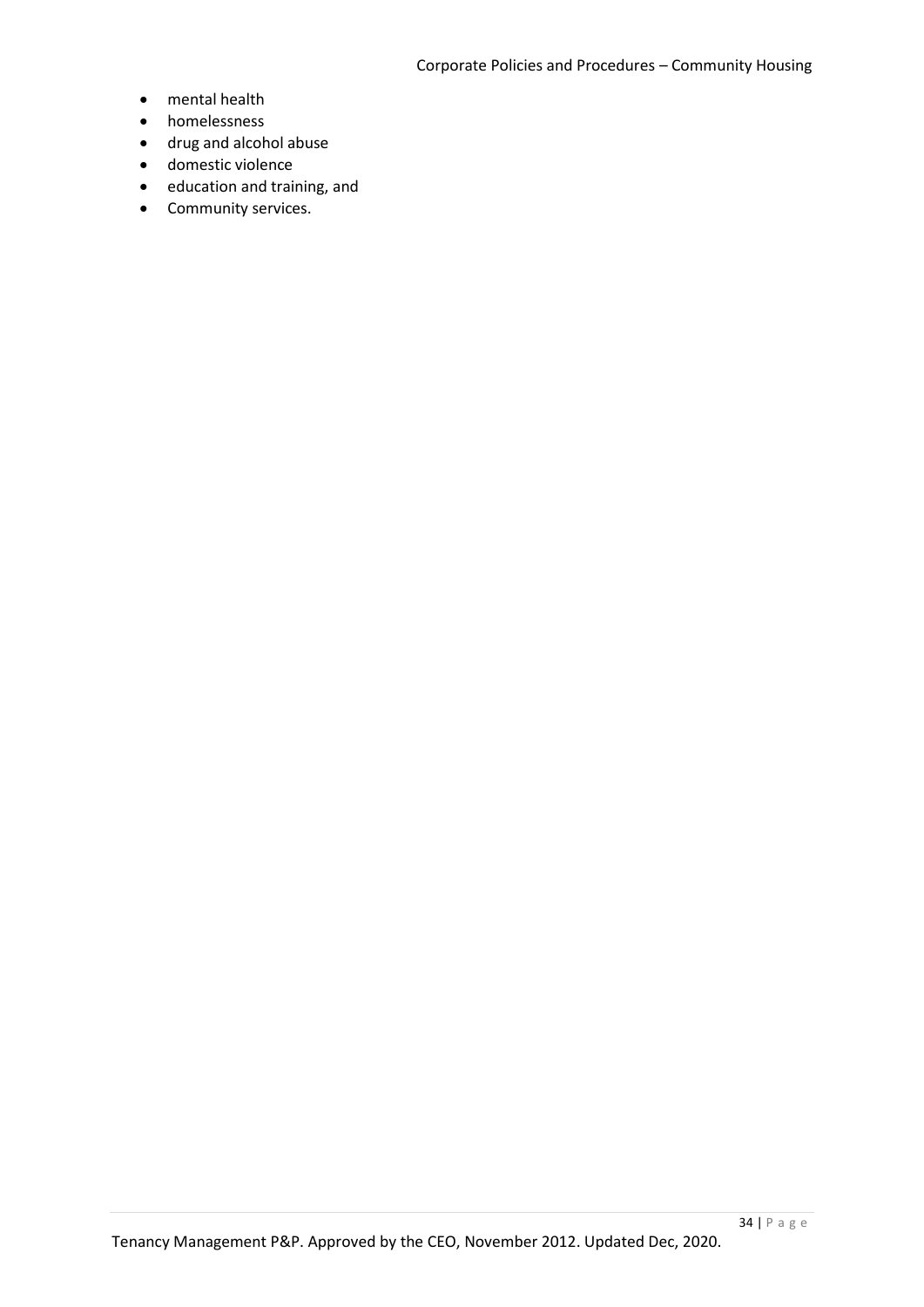- mental health
- homelessness
- drug and alcohol abuse
- domestic violence
- education and training, and
- Community services.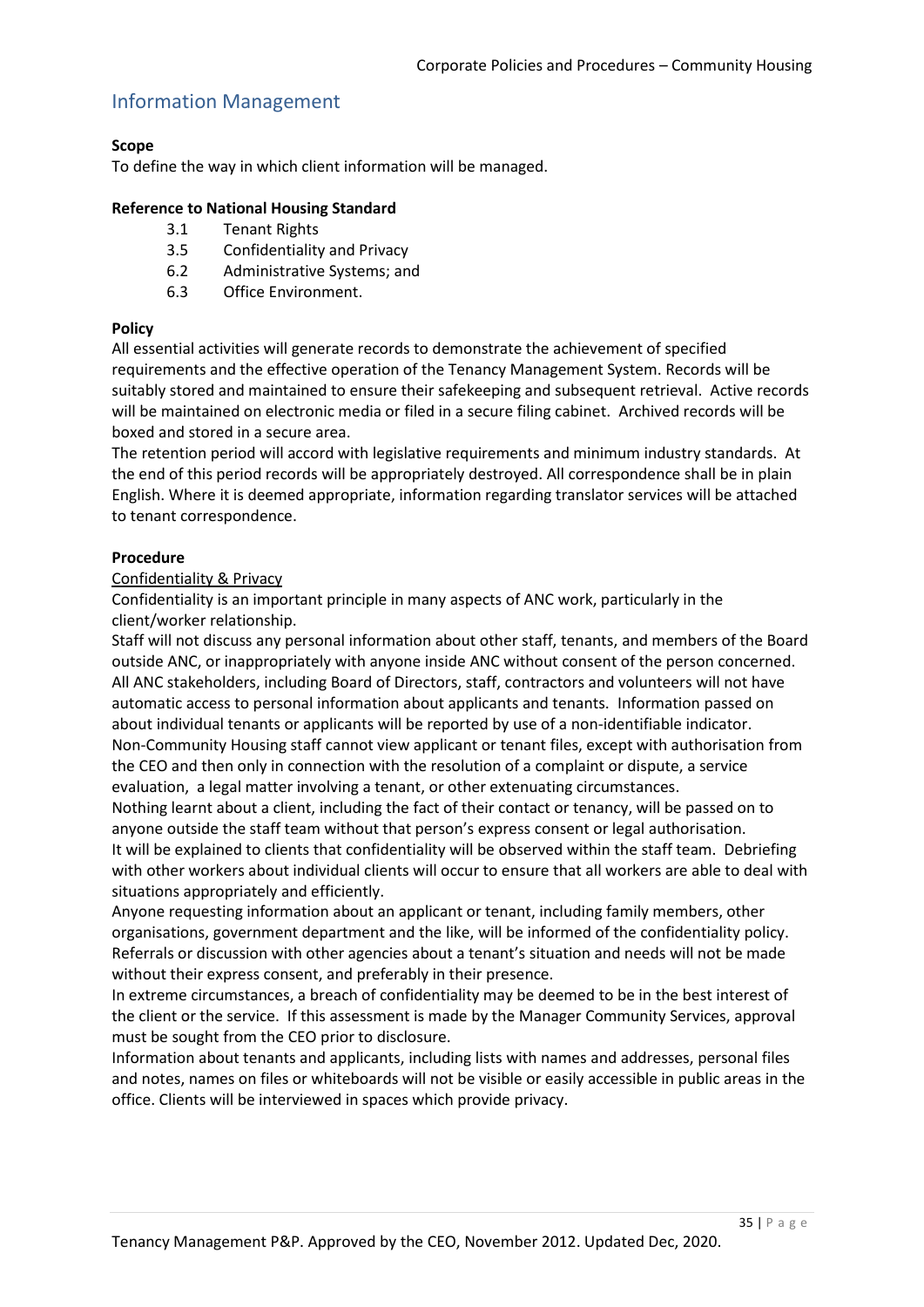## Information Management

**Scope**
To define the way in which client information will be managed.

**Reference to National Housing Standard**

3.1 Tenant Rights
3.5 Confidentiality and Privacy
6.2 Administrative Systems; and
6.3 Office Environment.

**Policy**
All essential activities will generate records to demonstrate the achievement of specified requirements and the effective operation of the Tenancy Management System. Records will be suitably stored and maintained to ensure their safekeeping and subsequent retrieval. Active records will be maintained on electronic media or filed in a secure filing cabinet. Archived records will be boxed and stored in a secure area.
The retention period will accord with legislative requirements and minimum industry standards. At the end of this period records will be appropriately destroyed. All correspondence shall be in plain English. Where it is deemed appropriate, information regarding translator services will be attached to tenant correspondence.

**Procedure**
<u>Confidentiality & Privacy</u>
Confidentiality is an important principle in many aspects of ANC work, particularly in the client/worker relationship.
Staff will not discuss any personal information about other staff, tenants, and members of the Board outside ANC, or inappropriately with anyone inside ANC without consent of the person concerned.
All ANC stakeholders, including Board of Directors, staff, contractors and volunteers will not have automatic access to personal information about applicants and tenants. Information passed on about individual tenants or applicants will be reported by use of a non-identifiable indicator.
Non-Community Housing staff cannot view applicant or tenant files, except with authorisation from the CEO and then only in connection with the resolution of a complaint or dispute, a service evaluation, a legal matter involving a tenant, or other extenuating circumstances.
Nothing learnt about a client, including the fact of their contact or tenancy, will be passed on to anyone outside the staff team without that person's express consent or legal authorisation.
It will be explained to clients that confidentiality will be observed within the staff team. Debriefing with other workers about individual clients will occur to ensure that all workers are able to deal with situations appropriately and efficiently.
Anyone requesting information about an applicant or tenant, including family members, other organisations, government department and the like, will be informed of the confidentiality policy.
Referrals or discussion with other agencies about a tenant's situation and needs will not be made without their express consent, and preferably in their presence.
In extreme circumstances, a breach of confidentiality may be deemed to be in the best interest of the client or the service. If this assessment is made by the Manager Community Services, approval must be sought from the CEO prior to disclosure.
Information about tenants and applicants, including lists with names and addresses, personal files and notes, names on files or whiteboards will not be visible or easily accessible in public areas in the office. Clients will be interviewed in spaces which provide privacy.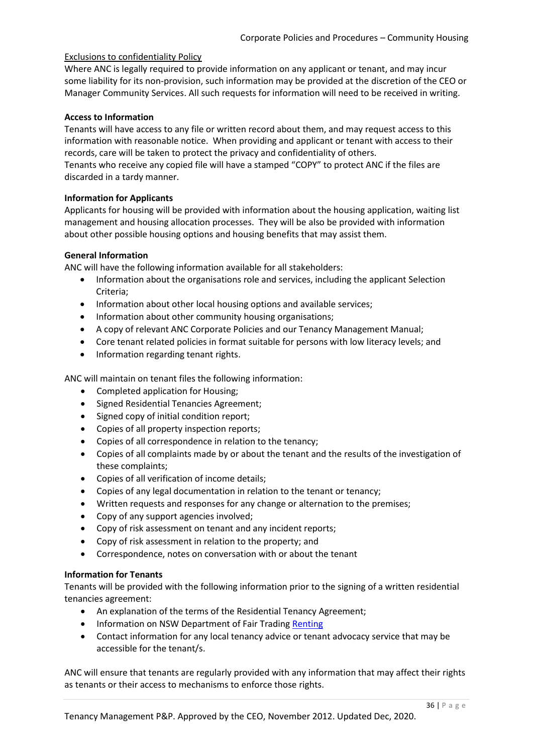<u>Exclusions to confidentiality Policy</u>

Where ANC is legally required to provide information on any applicant or tenant, and may incur some liability for its non-provision, such information may be provided at the discretion of the CEO or Manager Community Services. All such requests for information will need to be received in writing.

**Access to Information**

Tenants will have access to any file or written record about them, and may request access to this information with reasonable notice. When providing and applicant or tenant with access to their records, care will be taken to protect the privacy and confidentiality of others.
Tenants who receive any copied file will have a stamped "COPY" to protect ANC if the files are discarded in a tardy manner.

**Information for Applicants**

Applicants for housing will be provided with information about the housing application, waiting list management and housing allocation processes. They will be also be provided with information about other possible housing options and housing benefits that may assist them.

**General Information**

ANC will have the following information available for all stakeholders:

- Information about the organisations role and services, including the applicant Selection Criteria;
- Information about other local housing options and available services;
- Information about other community housing organisations;
- A copy of relevant ANC Corporate Policies and our Tenancy Management Manual;
- Core tenant related policies in format suitable for persons with low literacy levels; and
- Information regarding tenant rights.

ANC will maintain on tenant files the following information:

- Completed application for Housing;
- Signed Residential Tenancies Agreement;
- Signed copy of initial condition report;
- Copies of all property inspection reports;
- Copies of all correspondence in relation to the tenancy;
- Copies of all complaints made by or about the tenant and the results of the investigation of these complaints;
- Copies of all verification of income details;
- Copies of any legal documentation in relation to the tenant or tenancy;
- Written requests and responses for any change or alternation to the premises;
- Copy of any support agencies involved;
- Copy of risk assessment on tenant and any incident reports;
- Copy of risk assessment in relation to the property; and
- Correspondence, notes on conversation with or about the tenant

**Information for Tenants**

Tenants will be provided with the following information prior to the signing of a written residential tenancies agreement:

- An explanation of the terms of the Residential Tenancy Agreement;
- Information on NSW Department of Fair Trading Renting
- Contact information for any local tenancy advice or tenant advocacy service that may be accessible for the tenant/s.

ANC will ensure that tenants are regularly provided with any information that may affect their rights as tenants or their access to mechanisms to enforce those rights.

Tenancy Management P&P. Approved by the CEO, November 2012. Updated Dec, 2020.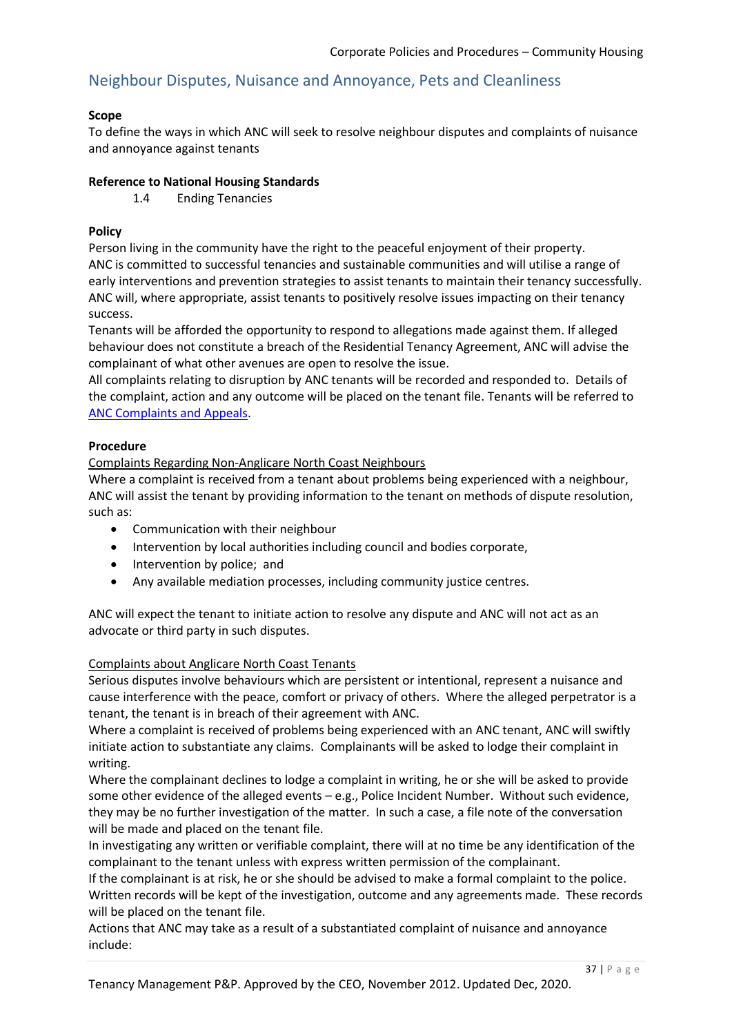## Neighbour Disputes, Nuisance and Annoyance, Pets and Cleanliness

**Scope**
To define the ways in which ANC will seek to resolve neighbour disputes and complaints of nuisance and annoyance against tenants

**Reference to National Housing Standards**

1.4 Ending Tenancies

**Policy**
Person living in the community have the right to the peaceful enjoyment of their property.
ANC is committed to successful tenancies and sustainable communities and will utilise a range of early interventions and prevention strategies to assist tenants to maintain their tenancy successfully.
ANC will, where appropriate, assist tenants to positively resolve issues impacting on their tenancy success.
Tenants will be afforded the opportunity to respond to allegations made against them. If alleged behaviour does not constitute a breach of the Residential Tenancy Agreement, ANC will advise the complainant of what other avenues are open to resolve the issue.
All complaints relating to disruption by ANC tenants will be recorded and responded to. Details of the complaint, action and any outcome will be placed on the tenant file. Tenants will be referred to ANC Complaints and Appeals.

**Procedure**

Complaints Regarding Non-Anglicare North Coast Neighbours

Where a complaint is received from a tenant about problems being experienced with a neighbour, ANC will assist the tenant by providing information to the tenant on methods of dispute resolution, such as:

- Communication with their neighbour
- Intervention by local authorities including council and bodies corporate,
- Intervention by police; and
- Any available mediation processes, including community justice centres.

ANC will expect the tenant to initiate action to resolve any dispute and ANC will not act as an advocate or third party in such disputes.

Complaints about Anglicare North Coast Tenants

Serious disputes involve behaviours which are persistent or intentional, represent a nuisance and cause interference with the peace, comfort or privacy of others. Where the alleged perpetrator is a tenant, the tenant is in breach of their agreement with ANC.
Where a complaint is received of problems being experienced with an ANC tenant, ANC will swiftly initiate action to substantiate any claims. Complainants will be asked to lodge their complaint in writing.
Where the complainant declines to lodge a complaint in writing, he or she will be asked to provide some other evidence of the alleged events – e.g., Police Incident Number. Without such evidence, they may be no further investigation of the matter. In such a case, a file note of the conversation will be made and placed on the tenant file.
In investigating any written or verifiable complaint, there will at no time be any identification of the complainant to the tenant unless with express written permission of the complainant.
If the complainant is at risk, he or she should be advised to make a formal complaint to the police.
Written records will be kept of the investigation, outcome and any agreements made. These records will be placed on the tenant file.
Actions that ANC may take as a result of a substantiated complaint of nuisance and annoyance include: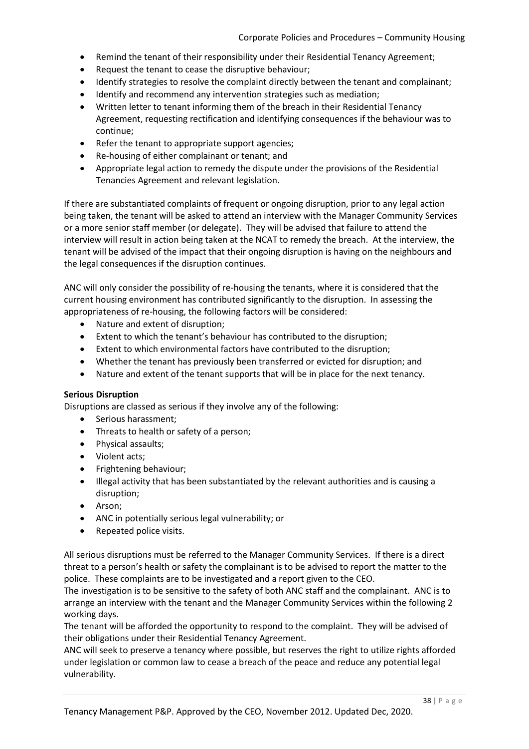- Remind the tenant of their responsibility under their Residential Tenancy Agreement;
- Request the tenant to cease the disruptive behaviour;
- Identify strategies to resolve the complaint directly between the tenant and complainant;
- Identify and recommend any intervention strategies such as mediation;
- Written letter to tenant informing them of the breach in their Residential Tenancy Agreement, requesting rectification and identifying consequences if the behaviour was to continue;
- Refer the tenant to appropriate support agencies;
- Re-housing of either complainant or tenant; and
- Appropriate legal action to remedy the dispute under the provisions of the Residential Tenancies Agreement and relevant legislation.

If there are substantiated complaints of frequent or ongoing disruption, prior to any legal action being taken, the tenant will be asked to attend an interview with the Manager Community Services or a more senior staff member (or delegate). They will be advised that failure to attend the interview will result in action being taken at the NCAT to remedy the breach. At the interview, the tenant will be advised of the impact that their ongoing disruption is having on the neighbours and the legal consequences if the disruption continues.

ANC will only consider the possibility of re-housing the tenants, where it is considered that the current housing environment has contributed significantly to the disruption. In assessing the appropriateness of re-housing, the following factors will be considered:

- Nature and extent of disruption;
- Extent to which the tenant's behaviour has contributed to the disruption;
- Extent to which environmental factors have contributed to the disruption;
- Whether the tenant has previously been transferred or evicted for disruption; and
- Nature and extent of the tenant supports that will be in place for the next tenancy.

**Serious Disruption**

Disruptions are classed as serious if they involve any of the following:

- Serious harassment;
- Threats to health or safety of a person;
- Physical assaults;
- Violent acts;
- Frightening behaviour;
- Illegal activity that has been substantiated by the relevant authorities and is causing a disruption;
- Arson;
- ANC in potentially serious legal vulnerability; or
- Repeated police visits.

All serious disruptions must be referred to the Manager Community Services. If there is a direct threat to a person's health or safety the complainant is to be advised to report the matter to the police. These complaints are to be investigated and a report given to the CEO.

The investigation is to be sensitive to the safety of both ANC staff and the complainant. ANC is to arrange an interview with the tenant and the Manager Community Services within the following 2 working days.

The tenant will be afforded the opportunity to respond to the complaint. They will be advised of their obligations under their Residential Tenancy Agreement.

ANC will seek to preserve a tenancy where possible, but reserves the right to utilize rights afforded under legislation or common law to cease a breach of the peace and reduce any potential legal vulnerability.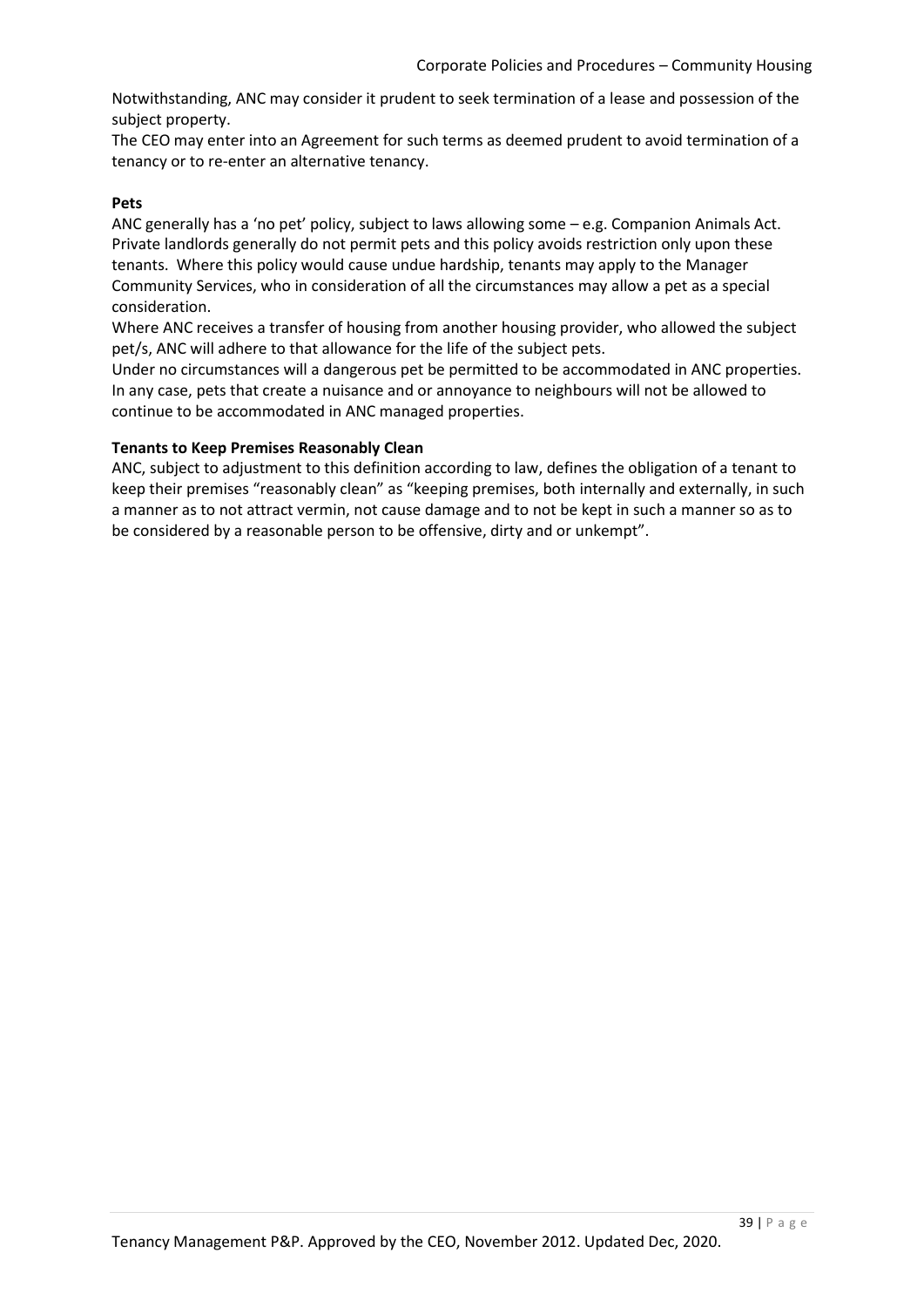Notwithstanding, ANC may consider it prudent to seek termination of a lease and possession of the subject property.

The CEO may enter into an Agreement for such terms as deemed prudent to avoid termination of a tenancy or to re-enter an alternative tenancy.

**Pets**

ANC generally has a 'no pet' policy, subject to laws allowing some – e.g. Companion Animals Act. Private landlords generally do not permit pets and this policy avoids restriction only upon these tenants. Where this policy would cause undue hardship, tenants may apply to the Manager Community Services, who in consideration of all the circumstances may allow a pet as a special consideration.

Where ANC receives a transfer of housing from another housing provider, who allowed the subject pet/s, ANC will adhere to that allowance for the life of the subject pets.

Under no circumstances will a dangerous pet be permitted to be accommodated in ANC properties. In any case, pets that create a nuisance and or annoyance to neighbours will not be allowed to continue to be accommodated in ANC managed properties.

**Tenants to Keep Premises Reasonably Clean**

ANC, subject to adjustment to this definition according to law, defines the obligation of a tenant to keep their premises "reasonably clean" as "keeping premises, both internally and externally, in such a manner as to not attract vermin, not cause damage and to not be kept in such a manner so as to be considered by a reasonable person to be offensive, dirty and or unkempt".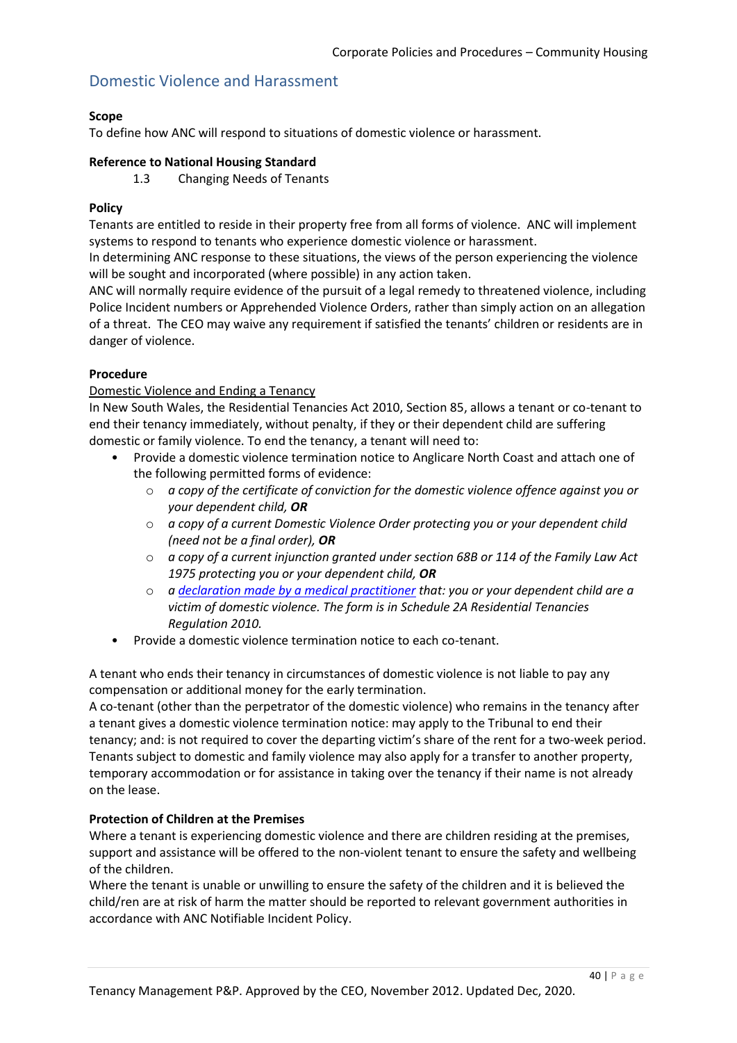## Domestic Violence and Harassment

**Scope**
To define how ANC will respond to situations of domestic violence or harassment.

**Reference to National Housing Standard**
1.3 Changing Needs of Tenants

**Policy**
Tenants are entitled to reside in their property free from all forms of violence. ANC will implement systems to respond to tenants who experience domestic violence or harassment.
In determining ANC response to these situations, the views of the person experiencing the violence will be sought and incorporated (where possible) in any action taken.
ANC will normally require evidence of the pursuit of a legal remedy to threatened violence, including Police Incident numbers or Apprehended Violence Orders, rather than simply action on an allegation of a threat. The CEO may waive any requirement if satisfied the tenants' children or residents are in danger of violence.

**Procedure**
Domestic Violence and Ending a Tenancy
In New South Wales, the Residential Tenancies Act 2010, Section 85, allows a tenant or co-tenant to end their tenancy immediately, without penalty, if they or their dependent child are suffering domestic or family violence. To end the tenancy, a tenant will need to:

- Provide a domestic violence termination notice to Anglicare North Coast and attach one of the following permitted forms of evidence:
  - *a copy of the certificate of conviction for the domestic violence offence against you or your dependent child,* ***OR***
  - *a copy of a current Domestic Violence Order protecting you or your dependent child (need not be a final order),* ***OR***
  - *a copy of a current injunction granted under section 68B or 114 of the Family Law Act 1975 protecting you or your dependent child,* ***OR***
  - *a declaration made by a medical practitioner that: you or your dependent child are a victim of domestic violence. The form is in Schedule 2A Residential Tenancies Regulation 2010.*
- Provide a domestic violence termination notice to each co-tenant.

A tenant who ends their tenancy in circumstances of domestic violence is not liable to pay any compensation or additional money for the early termination.
A co-tenant (other than the perpetrator of the domestic violence) who remains in the tenancy after a tenant gives a domestic violence termination notice: may apply to the Tribunal to end their tenancy; and: is not required to cover the departing victim's share of the rent for a two-week period.
Tenants subject to domestic and family violence may also apply for a transfer to another property, temporary accommodation or for assistance in taking over the tenancy if their name is not already on the lease.

**Protection of Children at the Premises**
Where a tenant is experiencing domestic violence and there are children residing at the premises, support and assistance will be offered to the non-violent tenant to ensure the safety and wellbeing of the children.
Where the tenant is unable or unwilling to ensure the safety of the children and it is believed the child/ren are at risk of harm the matter should be reported to relevant government authorities in accordance with ANC Notifiable Incident Policy.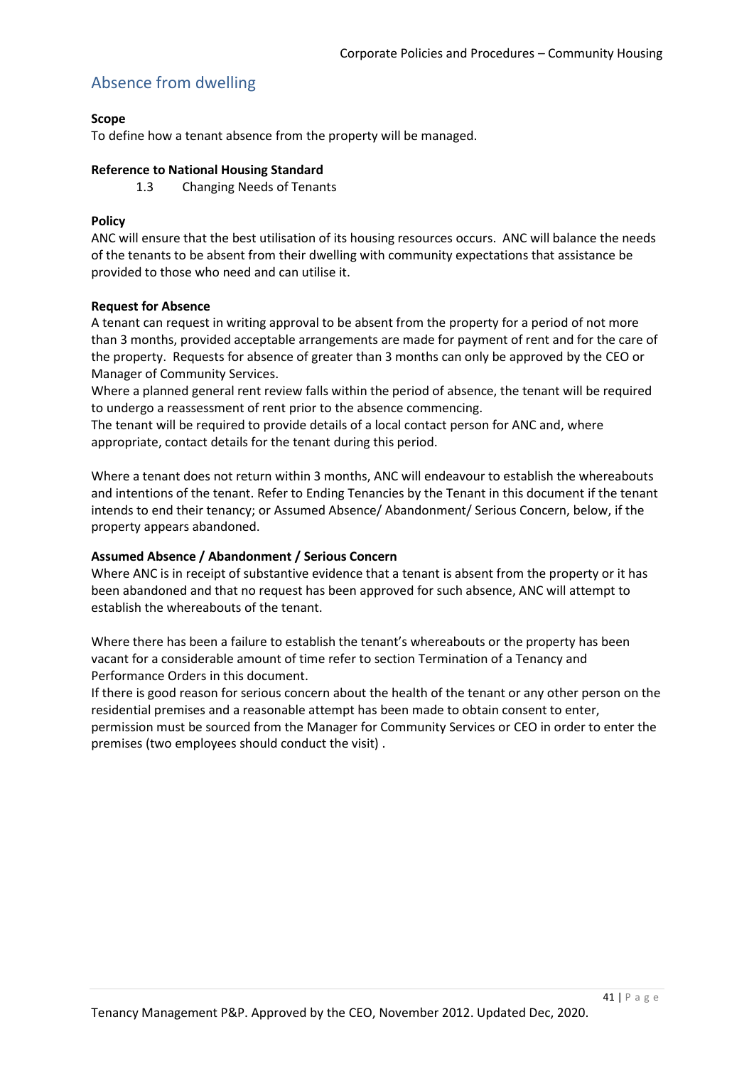## Absence from dwelling

**Scope**
To define how a tenant absence from the property will be managed.

**Reference to National Housing Standard**

1.3 Changing Needs of Tenants

**Policy**
ANC will ensure that the best utilisation of its housing resources occurs. ANC will balance the needs of the tenants to be absent from their dwelling with community expectations that assistance be provided to those who need and can utilise it.

**Request for Absence**
A tenant can request in writing approval to be absent from the property for a period of not more than 3 months, provided acceptable arrangements are made for payment of rent and for the care of the property. Requests for absence of greater than 3 months can only be approved by the CEO or Manager of Community Services.
Where a planned general rent review falls within the period of absence, the tenant will be required to undergo a reassessment of rent prior to the absence commencing.
The tenant will be required to provide details of a local contact person for ANC and, where appropriate, contact details for the tenant during this period.

Where a tenant does not return within 3 months, ANC will endeavour to establish the whereabouts and intentions of the tenant. Refer to Ending Tenancies by the Tenant in this document if the tenant intends to end their tenancy; or Assumed Absence/ Abandonment/ Serious Concern, below, if the property appears abandoned.

**Assumed Absence / Abandonment / Serious Concern**
Where ANC is in receipt of substantive evidence that a tenant is absent from the property or it has been abandoned and that no request has been approved for such absence, ANC will attempt to establish the whereabouts of the tenant.

Where there has been a failure to establish the tenant's whereabouts or the property has been vacant for a considerable amount of time refer to section Termination of a Tenancy and Performance Orders in this document.
If there is good reason for serious concern about the health of the tenant or any other person on the residential premises and a reasonable attempt has been made to obtain consent to enter, permission must be sourced from the Manager for Community Services or CEO in order to enter the premises (two employees should conduct the visit) .

Tenancy Management P&P. Approved by the CEO, November 2012. Updated Dec, 2020.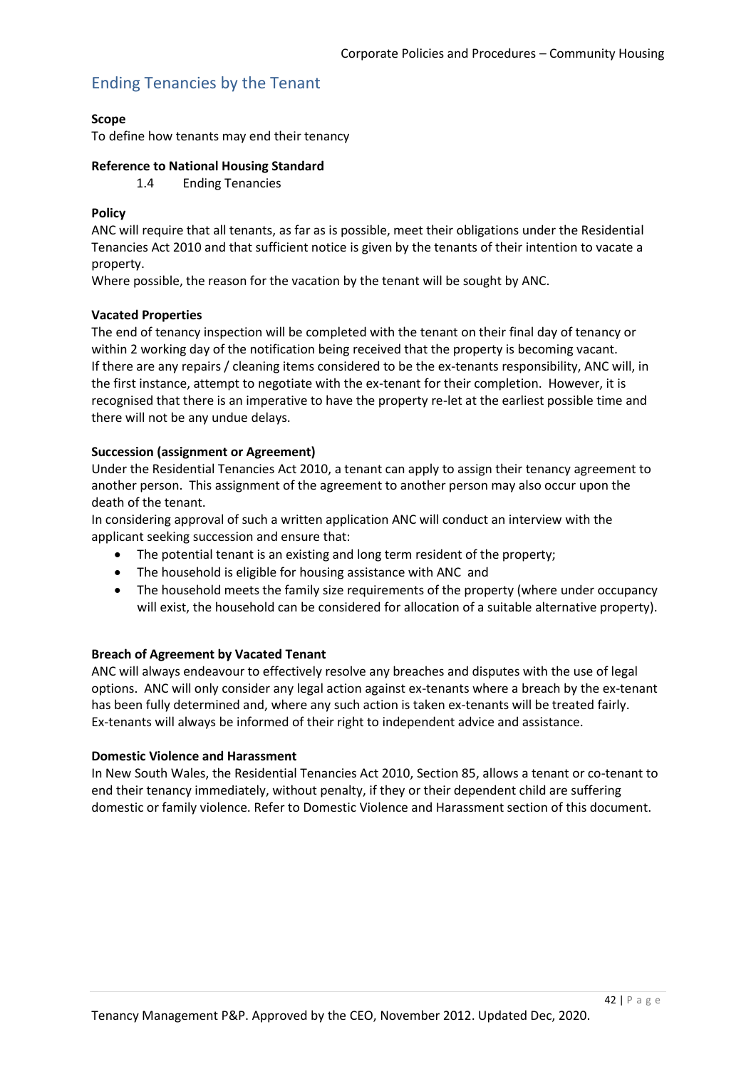## Ending Tenancies by the Tenant

**Scope**

To define how tenants may end their tenancy

**Reference to National Housing Standard**

1.4 Ending Tenancies

**Policy**

ANC will require that all tenants, as far as is possible, meet their obligations under the Residential Tenancies Act 2010 and that sufficient notice is given by the tenants of their intention to vacate a property.

Where possible, the reason for the vacation by the tenant will be sought by ANC.

**Vacated Properties**

The end of tenancy inspection will be completed with the tenant on their final day of tenancy or within 2 working day of the notification being received that the property is becoming vacant.

If there are any repairs / cleaning items considered to be the ex-tenants responsibility, ANC will, in the first instance, attempt to negotiate with the ex-tenant for their completion. However, it is recognised that there is an imperative to have the property re-let at the earliest possible time and there will not be any undue delays.

**Succession (assignment or Agreement)**

Under the Residential Tenancies Act 2010, a tenant can apply to assign their tenancy agreement to another person. This assignment of the agreement to another person may also occur upon the death of the tenant.

In considering approval of such a written application ANC will conduct an interview with the applicant seeking succession and ensure that:

- The potential tenant is an existing and long term resident of the property;
- The household is eligible for housing assistance with ANC and
- The household meets the family size requirements of the property (where under occupancy will exist, the household can be considered for allocation of a suitable alternative property).

**Breach of Agreement by Vacated Tenant**

ANC will always endeavour to effectively resolve any breaches and disputes with the use of legal options. ANC will only consider any legal action against ex-tenants where a breach by the ex-tenant has been fully determined and, where any such action is taken ex-tenants will be treated fairly. Ex-tenants will always be informed of their right to independent advice and assistance.

**Domestic Violence and Harassment**

In New South Wales, the Residential Tenancies Act 2010, Section 85, allows a tenant or co-tenant to end their tenancy immediately, without penalty, if they or their dependent child are suffering domestic or family violence. Refer to Domestic Violence and Harassment section of this document.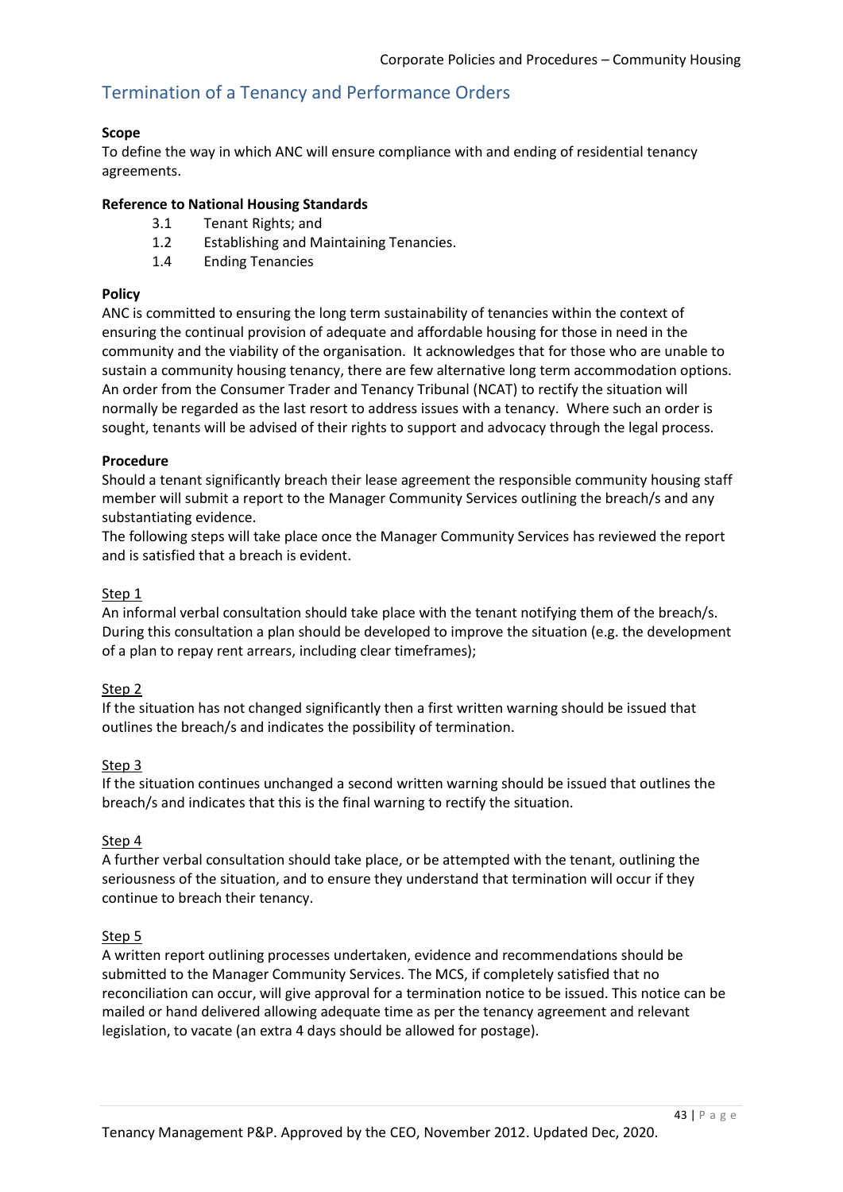## Termination of a Tenancy and Performance Orders

**Scope**

To define the way in which ANC will ensure compliance with and ending of residential tenancy agreements.

**Reference to National Housing Standards**

- 3.1 Tenant Rights; and
- 1.2 Establishing and Maintaining Tenancies.
- 1.4 Ending Tenancies

**Policy**

ANC is committed to ensuring the long term sustainability of tenancies within the context of ensuring the continual provision of adequate and affordable housing for those in need in the community and the viability of the organisation. It acknowledges that for those who are unable to sustain a community housing tenancy, there are few alternative long term accommodation options. An order from the Consumer Trader and Tenancy Tribunal (NCAT) to rectify the situation will normally be regarded as the last resort to address issues with a tenancy. Where such an order is sought, tenants will be advised of their rights to support and advocacy through the legal process.

**Procedure**

Should a tenant significantly breach their lease agreement the responsible community housing staff member will submit a report to the Manager Community Services outlining the breach/s and any substantiating evidence.

The following steps will take place once the Manager Community Services has reviewed the report and is satisfied that a breach is evident.

<u>Step 1</u>

An informal verbal consultation should take place with the tenant notifying them of the breach/s. During this consultation a plan should be developed to improve the situation (e.g. the development of a plan to repay rent arrears, including clear timeframes);

<u>Step 2</u>

If the situation has not changed significantly then a first written warning should be issued that outlines the breach/s and indicates the possibility of termination.

<u>Step 3</u>

If the situation continues unchanged a second written warning should be issued that outlines the breach/s and indicates that this is the final warning to rectify the situation.

<u>Step 4</u>

A further verbal consultation should take place, or be attempted with the tenant, outlining the seriousness of the situation, and to ensure they understand that termination will occur if they continue to breach their tenancy.

<u>Step 5</u>

A written report outlining processes undertaken, evidence and recommendations should be submitted to the Manager Community Services. The MCS, if completely satisfied that no reconciliation can occur, will give approval for a termination notice to be issued. This notice can be mailed or hand delivered allowing adequate time as per the tenancy agreement and relevant legislation, to vacate (an extra 4 days should be allowed for postage).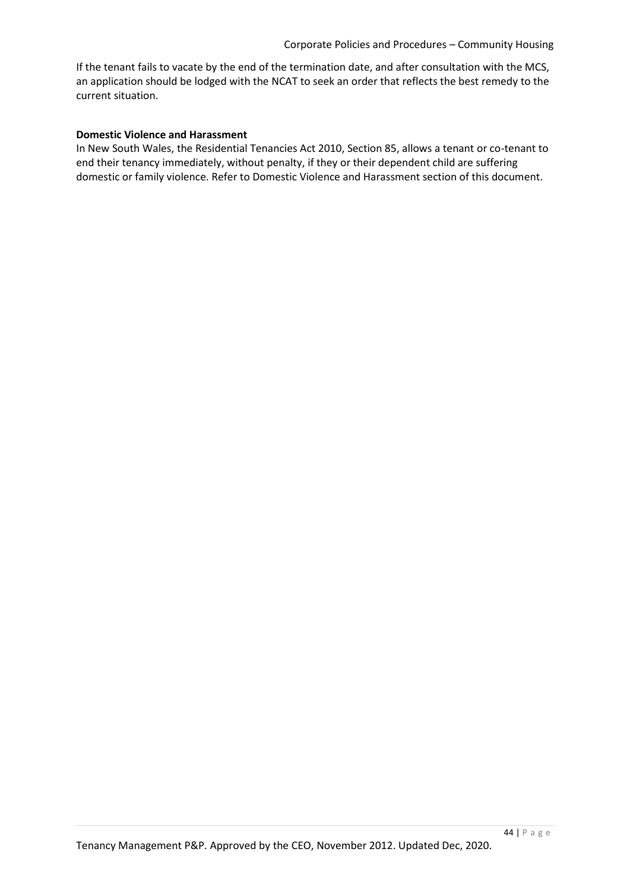If the tenant fails to vacate by the end of the termination date, and after consultation with the MCS, an application should be lodged with the NCAT to seek an order that reflects the best remedy to the current situation.

**Domestic Violence and Harassment**

In New South Wales, the Residential Tenancies Act 2010, Section 85, allows a tenant or co-tenant to end their tenancy immediately, without penalty, if they or their dependent child are suffering domestic or family violence. Refer to Domestic Violence and Harassment section of this document.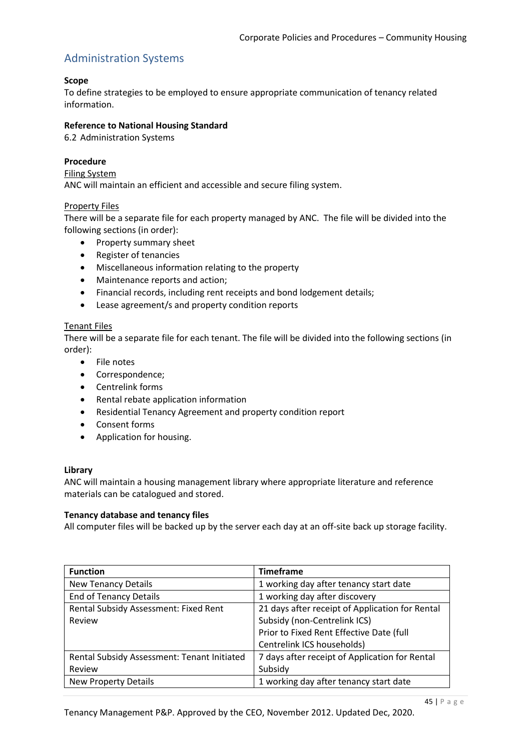## Administration Systems

**Scope**
To define strategies to be employed to ensure appropriate communication of tenancy related information.

**Reference to National Housing Standard**
6.2 Administration Systems

**Procedure**
Filing System
ANC will maintain an efficient and accessible and secure filing system.

Property Files
There will be a separate file for each property managed by ANC. The file will be divided into the following sections (in order):

- Property summary sheet
- Register of tenancies
- Miscellaneous information relating to the property
- Maintenance reports and action;
- Financial records, including rent receipts and bond lodgement details;
- Lease agreement/s and property condition reports

Tenant Files
There will be a separate file for each tenant. The file will be divided into the following sections (in order):

- File notes
- Correspondence;
- Centrelink forms
- Rental rebate application information
- Residential Tenancy Agreement and property condition report
- Consent forms
- Application for housing.

**Library**
ANC will maintain a housing management library where appropriate literature and reference materials can be catalogued and stored.

**Tenancy database and tenancy files**
All computer files will be backed up by the server each day at an off-site back up storage facility.

| Function | Timeframe |
|---|---|
| New Tenancy Details | 1 working day after tenancy start date |
| End of Tenancy Details | 1 working day after discovery |
| Rental Subsidy Assessment: Fixed Rent Review | 21 days after receipt of Application for Rental Subsidy (non-Centrelink ICS)<br>Prior to Fixed Rent Effective Date (full Centrelink ICS households) |
| Rental Subsidy Assessment: Tenant Initiated Review | 7 days after receipt of Application for Rental Subsidy |
| New Property Details | 1 working day after tenancy start date |

Tenancy Management P&P. Approved by the CEO, November 2012. Updated Dec, 2020.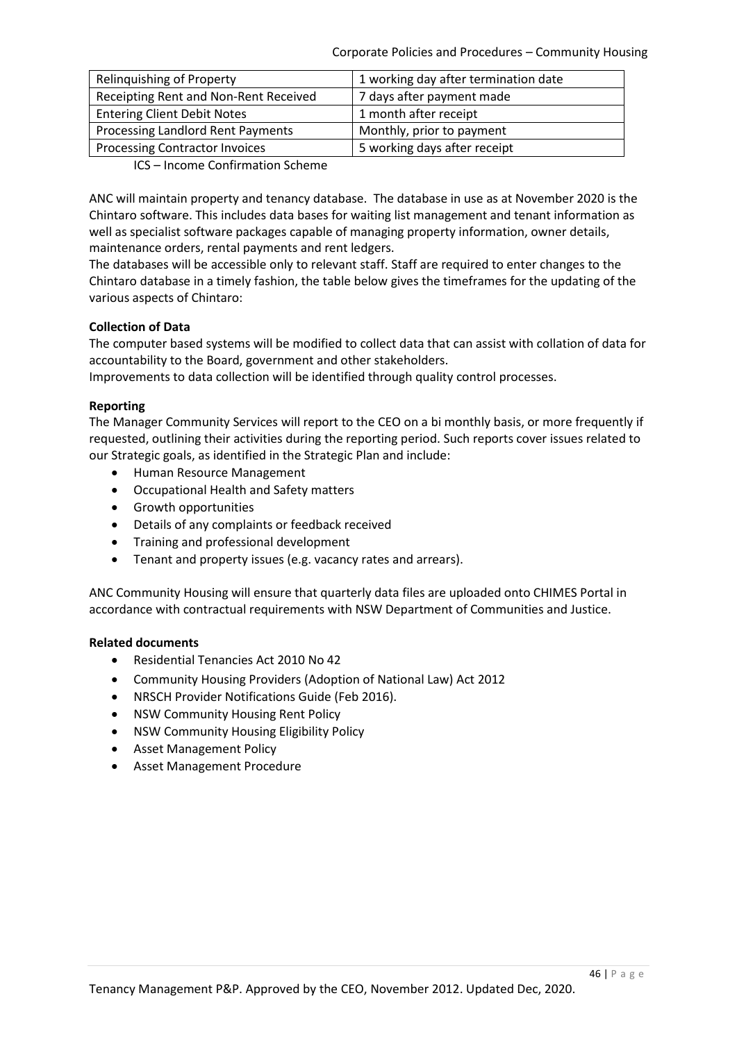| Relinquishing of Property | 1 working day after termination date |
|---|---|
| Receipting Rent and Non-Rent Received | 7 days after payment made |
| Entering Client Debit Notes | 1 month after receipt |
| Processing Landlord Rent Payments | Monthly, prior to payment |
| Processing Contractor Invoices | 5 working days after receipt |

ICS – Income Confirmation Scheme

ANC will maintain property and tenancy database. The database in use as at November 2020 is the Chintaro software. This includes data bases for waiting list management and tenant information as well as specialist software packages capable of managing property information, owner details, maintenance orders, rental payments and rent ledgers.
The databases will be accessible only to relevant staff. Staff are required to enter changes to the Chintaro database in a timely fashion, the table below gives the timeframes for the updating of the various aspects of Chintaro:

**Collection of Data**

The computer based systems will be modified to collect data that can assist with collation of data for accountability to the Board, government and other stakeholders.
Improvements to data collection will be identified through quality control processes.

**Reporting**

The Manager Community Services will report to the CEO on a bi monthly basis, or more frequently if requested, outlining their activities during the reporting period. Such reports cover issues related to our Strategic goals, as identified in the Strategic Plan and include:

- Human Resource Management
- Occupational Health and Safety matters
- Growth opportunities
- Details of any complaints or feedback received
- Training and professional development
- Tenant and property issues (e.g. vacancy rates and arrears).

ANC Community Housing will ensure that quarterly data files are uploaded onto CHIMES Portal in accordance with contractual requirements with NSW Department of Communities and Justice.

**Related documents**

- Residential Tenancies Act 2010 No 42
- Community Housing Providers (Adoption of National Law) Act 2012
- NRSCH Provider Notifications Guide (Feb 2016).
- NSW Community Housing Rent Policy
- NSW Community Housing Eligibility Policy
- Asset Management Policy
- Asset Management Procedure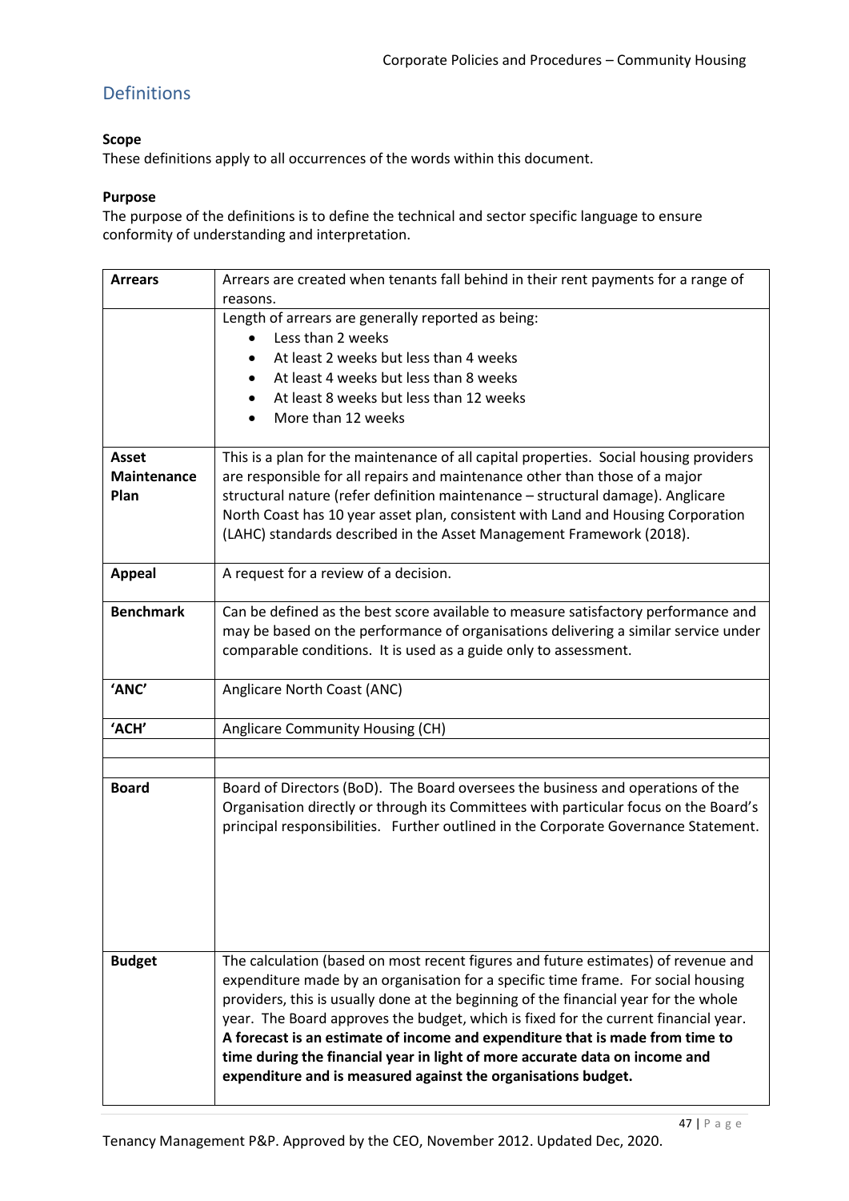## Definitions

**Scope**
These definitions apply to all occurrences of the words within this document.

**Purpose**
The purpose of the definitions is to define the technical and sector specific language to ensure conformity of understanding and interpretation.

| Term | Definition |
|---|---|
| **Arrears** | Arrears are created when tenants fall behind in their rent payments for a range of reasons. |
| | Length of arrears are generally reported as being:<br>• Less than 2 weeks<br>• At least 2 weeks but less than 4 weeks<br>• At least 4 weeks but less than 8 weeks<br>• At least 8 weeks but less than 12 weeks<br>• More than 12 weeks |
| **Asset Maintenance Plan** | This is a plan for the maintenance of all capital properties. Social housing providers are responsible for all repairs and maintenance other than those of a major structural nature (refer definition maintenance – structural damage). Anglicare North Coast has 10 year asset plan, consistent with Land and Housing Corporation (LAHC) standards described in the Asset Management Framework (2018). |
| **Appeal** | A request for a review of a decision. |
| **Benchmark** | Can be defined as the best score available to measure satisfactory performance and may be based on the performance of organisations delivering a similar service under comparable conditions. It is used as a guide only to assessment. |
| **'ANC'** | Anglicare North Coast (ANC) |
| **'ACH'** | Anglicare Community Housing (CH) |
| | |
| | |
| **Board** | Board of Directors (BoD). The Board oversees the business and operations of the Organisation directly or through its Committees with particular focus on the Board's principal responsibilities. Further outlined in the Corporate Governance Statement. |
| **Budget** | The calculation (based on most recent figures and future estimates) of revenue and expenditure made by an organisation for a specific time frame. For social housing providers, this is usually done at the beginning of the financial year for the whole year. The Board approves the budget, which is fixed for the current financial year. **A forecast is an estimate of income and expenditure that is made from time to time during the financial year in light of more accurate data on income and expenditure and is measured against the organisations budget.** |

Tenancy Management P&P. Approved by the CEO, November 2012. Updated Dec, 2020.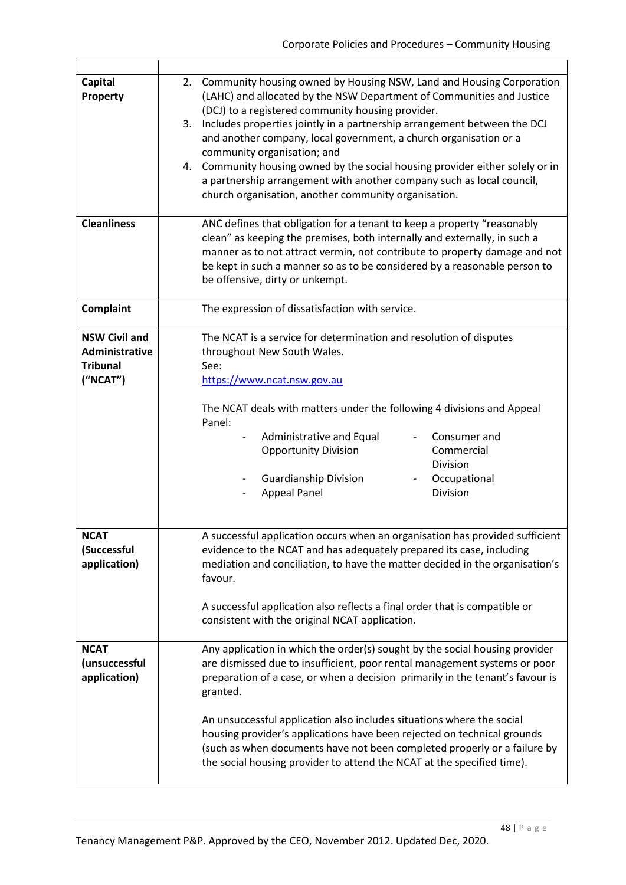| | |
|---|---|
| **Capital Property** | 2. Community housing owned by Housing NSW, Land and Housing Corporation (LAHC) and allocated by the NSW Department of Communities and Justice (DCJ) to a registered community housing provider.<br>3. Includes properties jointly in a partnership arrangement between the DCJ and another company, local government, a church organisation or a community organisation; and<br>4. Community housing owned by the social housing provider either solely or in a partnership arrangement with another company such as local council, church organisation, another community organisation. |
| **Cleanliness** | ANC defines that obligation for a tenant to keep a property "reasonably clean" as keeping the premises, both internally and externally, in such a manner as to not attract vermin, not contribute to property damage and not be kept in such a manner so as to be considered by a reasonable person to be offensive, dirty or unkempt. |
| **Complaint** | The expression of dissatisfaction with service. |
| **NSW Civil and Administrative Tribunal ("NCAT")** | The NCAT is a service for determination and resolution of disputes throughout New South Wales.<br>See:<br>[https://www.ncat.nsw.gov.au](https://www.ncat.nsw.gov.au)<br><br>The NCAT deals with matters under the following 4 divisions and Appeal Panel:<br>- Administrative and Equal Opportunity Division<br>- Consumer and Commercial Division<br>- Guardianship Division<br>- Occupational Division<br>- Appeal Panel |
| **NCAT (Successful application)** | A successful application occurs when an organisation has provided sufficient evidence to the NCAT and has adequately prepared its case, including mediation and conciliation, to have the matter decided in the organisation's favour.<br><br>A successful application also reflects a final order that is compatible or consistent with the original NCAT application. |
| **NCAT (unsuccessful application)** | Any application in which the order(s) sought by the social housing provider are dismissed due to insufficient, poor rental management systems or poor preparation of a case, or when a decision primarily in the tenant's favour is granted.<br><br>An unsuccessful application also includes situations where the social housing provider's applications have been rejected on technical grounds (such as when documents have not been completed properly or a failure by the social housing provider to attend the NCAT at the specified time). |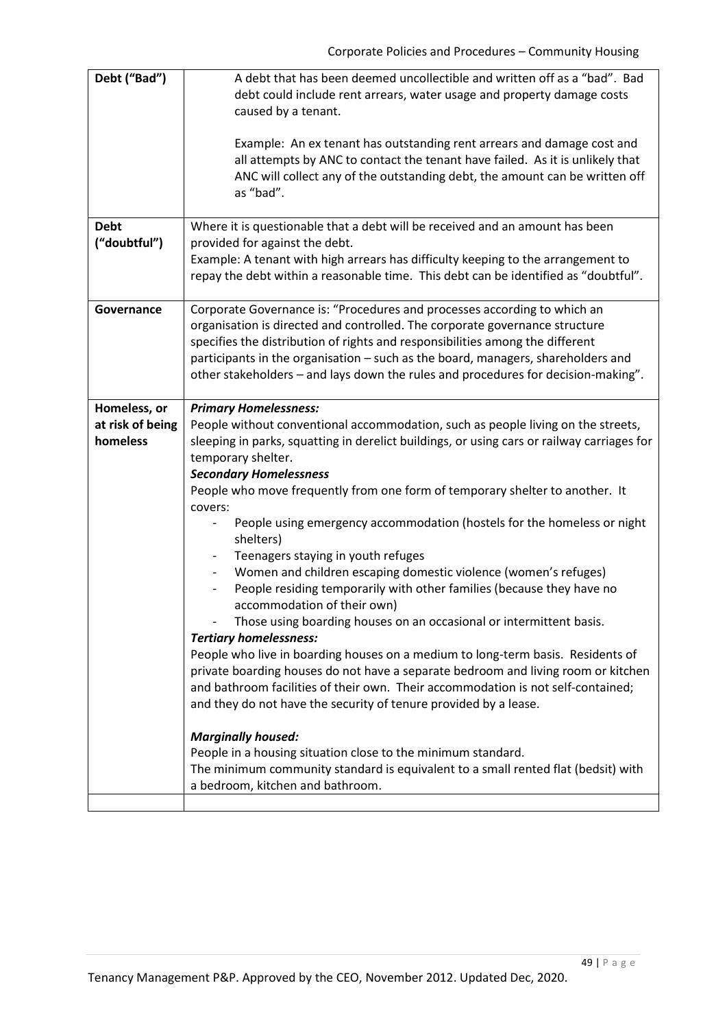| | |
|---|---|
| **Debt ("Bad")** | A debt that has been deemed uncollectible and written off as a "bad". Bad debt could include rent arrears, water usage and property damage costs caused by a tenant.<br><br>Example: An ex tenant has outstanding rent arrears and damage cost and all attempts by ANC to contact the tenant have failed. As it is unlikely that ANC will collect any of the outstanding debt, the amount can be written off as "bad". |
| **Debt ("doubtful")** | Where it is questionable that a debt will be received and an amount has been provided for against the debt.<br>Example: A tenant with high arrears has difficulty keeping to the arrangement to repay the debt within a reasonable time. This debt can be identified as "doubtful". |
| **Governance** | Corporate Governance is: "Procedures and processes according to which an organisation is directed and controlled. The corporate governance structure specifies the distribution of rights and responsibilities among the different participants in the organisation – such as the board, managers, shareholders and other stakeholders – and lays down the rules and procedures for decision-making". |
| **Homeless, or at risk of being homeless** | ***Primary Homelessness:***<br>People without conventional accommodation, such as people living on the streets, sleeping in parks, squatting in derelict buildings, or using cars or railway carriages for temporary shelter.<br>***Secondary Homelessness***<br>People who move frequently from one form of temporary shelter to another. It covers:<br>- People using emergency accommodation (hostels for the homeless or night shelters)<br>- Teenagers staying in youth refuges<br>- Women and children escaping domestic violence (women's refuges)<br>- People residing temporarily with other families (because they have no accommodation of their own)<br>- Those using boarding houses on an occasional or intermittent basis.<br>***Tertiary homelessness:***<br>People who live in boarding houses on a medium to long-term basis. Residents of private boarding houses do not have a separate bedroom and living room or kitchen and bathroom facilities of their own. Their accommodation is not self-contained; and they do not have the security of tenure provided by a lease.<br><br>***Marginally housed:***<br>People in a housing situation close to the minimum standard.<br>The minimum community standard is equivalent to a small rented flat (bedsit) with a bedroom, kitchen and bathroom. |
| | |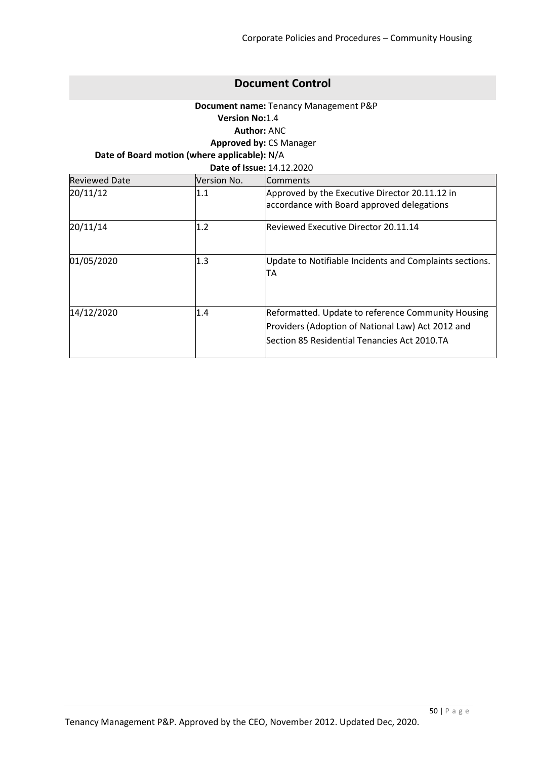## Document Control

**Document name:** Tenancy Management P&P
**Version No:**1.4
**Author:** ANC
**Approved by:** CS Manager
**Date of Board motion (where applicable):** N/A
**Date of Issue:** 14.12.2020

| Reviewed Date | Version No. | Comments |
| --- | --- | --- |
| 20/11/12 | 1.1 | Approved by the Executive Director 20.11.12 in accordance with Board approved delegations |
| 20/11/14 | 1.2 | Reviewed Executive Director 20.11.14 |
| 01/05/2020 | 1.3 | Update to Notifiable Incidents and Complaints sections. TA |
| 14/12/2020 | 1.4 | Reformatted. Update to reference Community Housing Providers (Adoption of National Law) Act 2012 and Section 85 Residential Tenancies Act 2010.TA |